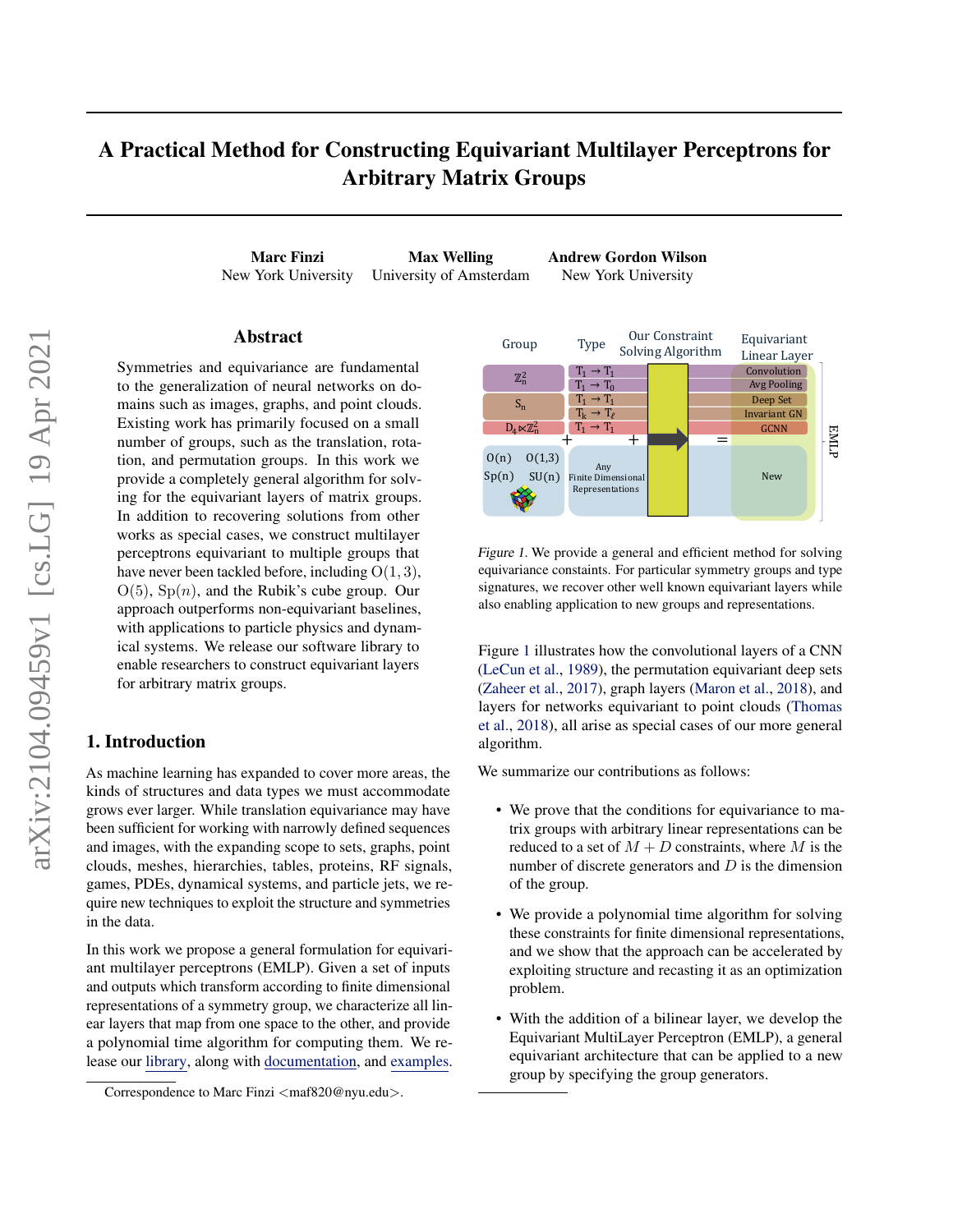# A Practical Method for Constructing Equivariant Multilayer Perceptrons for Arbitrary Matrix Groups

**Marc Finzi** New York University  **Max Welling** University of Amsterdam  **Andrew Gordon Wilson** New York University

## Abstract

Symmetries and equivariance are fundamental to the generalization of neural networks on domains such as images, graphs, and point clouds. Existing work has primarily focused on a small number of groups, such as the translation, rotation, and permutation groups. In this work we provide a completely general algorithm for solving for the equivariant layers of matrix groups. In addition to recovering solutions from other works as special cases, we construct multilayer perceptrons equivariant to multiple groups that have never been tackled before, including $\mathrm{O}(1,3)$, $\mathrm{O}(5)$, $\mathrm{Sp}(n)$, and the Rubik's cube group. Our approach outperforms non-equivariant baselines, with applications to particle physics and dynamical systems. We release our software library to enable researchers to construct equivariant layers for arbitrary matrix groups.

## 1. Introduction

As machine learning has expanded to cover more areas, the kinds of structures and data types we must accommodate grows ever larger. While translation equivariance may have been sufficient for working with narrowly defined sequences and images, with the expanding scope to sets, graphs, point clouds, meshes, hierarchies, tables, proteins, RF signals, games, PDEs, dynamical systems, and particle jets, we require new techniques to exploit the structure and symmetries in the data.

In this work we propose a general formulation for equivariant multilayer perceptrons (EMLP). Given a set of inputs and outputs which transform according to finite dimensional representations of a symmetry group, we characterize all linear layers that map from one space to the other, and provide a polynomial time algorithm for computing them. We release our library, along with documentation, and examples.

*Figure 1.* We provide a general and efficient method for solving equivariance constaints. For particular symmetry groups and type signatures, we recover other well known equivariant layers while also enabling application to new groups and representations.

Figure 1 illustrates how the convolutional layers of a CNN (LeCun et al., 1989), the permutation equivariant deep sets (Zaheer et al., 2017), graph layers (Maron et al., 2018), and layers for networks equivariant to point clouds (Thomas et al., 2018), all arise as special cases of our more general algorithm.

We summarize our contributions as follows:

- We prove that the conditions for equivariance to matrix groups with arbitrary linear representations can be reduced to a set of $M + D$ constraints, where $M$ is the number of discrete generators and $D$ is the dimension of the group.
- We provide a polynomial time algorithm for solving these constraints for finite dimensional representations, and we show that the approach can be accelerated by exploiting structure and recasting it as an optimization problem.
- With the addition of a bilinear layer, we develop the Equivariant MultiLayer Perceptron (EMLP), a general equivariant architecture that can be applied to a new group by specifying the group generators.

Correspondence to Marc Finzi <maf820@nyu.edu>.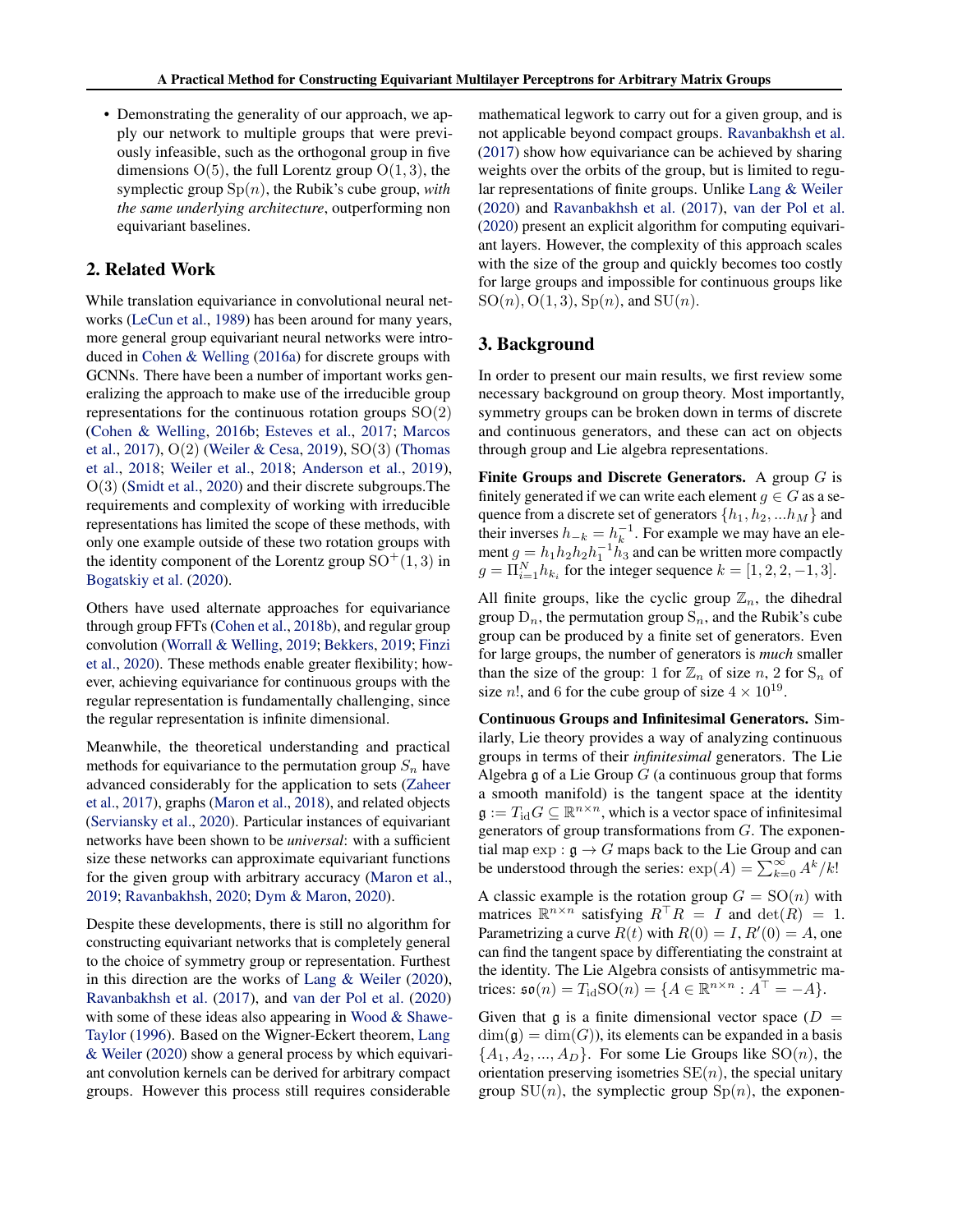- Demonstrating the generality of our approach, we apply our network to multiple groups that were previously infeasible, such as the orthogonal group in five dimensions $\mathrm{O}(5)$, the full Lorentz group $\mathrm{O}(1,3)$, the symplectic group $\mathrm{Sp}(n)$, the Rubik's cube group, *with the same underlying architecture*, outperforming non equivariant baselines.

## 2. Related Work

While translation equivariance in convolutional neural networks (LeCun et al., 1989) has been around for many years, more general group equivariant neural networks were introduced in Cohen & Welling (2016a) for discrete groups with GCNNs. There have been a number of important works generalizing the approach to make use of the irreducible group representations for the continuous rotation groups $\mathrm{SO}(2)$ (Cohen & Welling, 2016b; Esteves et al., 2017; Marcos et al., 2017), $\mathrm{O}(2)$ (Weiler & Cesa, 2019), $\mathrm{SO}(3)$ (Thomas et al., 2018; Weiler et al., 2018; Anderson et al., 2019), $\mathrm{O}(3)$ (Smidt et al., 2020) and their discrete subgroups.The requirements and complexity of working with irreducible representations has limited the scope of these methods, with only one example outside of these two rotation groups with the identity component of the Lorentz group $\mathrm{SO}^+(1,3)$ in Bogatskiy et al. (2020).

Others have used alternate approaches for equivariance through group FFTs (Cohen et al., 2018b), and regular group convolution (Worrall & Welling, 2019; Bekkers, 2019; Finzi et al., 2020). These methods enable greater flexibility; however, achieving equivariance for continuous groups with the regular representation is fundamentally challenging, since the regular representation is infinite dimensional.

Meanwhile, the theoretical understanding and practical methods for equivariance to the permutation group $S_n$ have advanced considerably for the application to sets (Zaheer et al., 2017), graphs (Maron et al., 2018), and related objects (Serviansky et al., 2020). Particular instances of equivariant networks have been shown to be *universal*: with a sufficient size these networks can approximate equivariant functions for the given group with arbitrary accuracy (Maron et al., 2019; Ravanbakhsh, 2020; Dym & Maron, 2020).

Despite these developments, there is still no algorithm for constructing equivariant networks that is completely general to the choice of symmetry group or representation. Furthest in this direction are the works of Lang & Weiler (2020), Ravanbakhsh et al. (2017), and van der Pol et al. (2020) with some of these ideas also appearing in Wood & Shawe-Taylor (1996). Based on the Wigner-Eckert theorem, Lang & Weiler (2020) show a general process by which equivariant convolution kernels can be derived for arbitrary compact groups. However this process still requires considerable mathematical legwork to carry out for a given group, and is not applicable beyond compact groups. Ravanbakhsh et al. (2017) show how equivariance can be achieved by sharing weights over the orbits of the group, but is limited to regular representations of finite groups. Unlike Lang & Weiler (2020) and Ravanbakhsh et al. (2017), van der Pol et al. (2020) present an explicit algorithm for computing equivariant layers. However, the complexity of this approach scales with the size of the group and quickly becomes too costly for large groups and impossible for continuous groups like $\mathrm{SO}(n)$, $\mathrm{O}(1,3)$, $\mathrm{Sp}(n)$, and $\mathrm{SU}(n)$.

## 3. Background

In order to present our main results, we first review some necessary background on group theory. Most importantly, symmetry groups can be broken down in terms of discrete and continuous generators, and these can act on objects through group and Lie algebra representations.

**Finite Groups and Discrete Generators.** A group $G$ is finitely generated if we can write each element $g \in G$ as a sequence from a discrete set of generators $\{h_1, h_2, ...h_M\}$ and their inverses $h_{-k} = h_k^{-1}$. For example we may have an element $g = h_1 h_2 h_2 h_1^{-1} h_3$ and can be written more compactly $g = \Pi_{i=1}^{N} h_{k_i}$ for the integer sequence $k = [1, 2, 2, -1, 3]$.

All finite groups, like the cyclic group $\mathbb{Z}_n$, the dihedral group $\mathrm{D}_n$, the permutation group $\mathrm{S}_n$, and the Rubik's cube group can be produced by a finite set of generators. Even for large groups, the number of generators is *much* smaller than the size of the group: 1 for $\mathbb{Z}_n$ of size $n$, 2 for $\mathrm{S}_n$ of size $n!$, and 6 for the cube group of size $4 \times 10^{19}$.

**Continuous Groups and Infinitesimal Generators.** Similarly, Lie theory provides a way of analyzing continuous groups in terms of their *infinitesimal* generators. The Lie Algebra $\mathfrak{g}$ of a Lie Group $G$ (a continuous group that forms a smooth manifold) is the tangent space at the identity $\mathfrak{g} := T_{\mathrm{id}}G \subseteq \mathbb{R}^{n \times n}$, which is a vector space of infinitesimal generators of group transformations from $G$. The exponential map $\exp : \mathfrak{g} \to G$ maps back to the Lie Group and can be understood through the series: $\exp(A) = \sum_{k=0}^{\infty} A^k/k!$

A classic example is the rotation group $G = \mathrm{SO}(n)$ with matrices $\mathbb{R}^{n \times n}$ satisfying $R^\top R = I$ and $\det(R) = 1$. Parametrizing a curve $R(t)$ with $R(0) = I$, $R'(0) = A$, one can find the tangent space by differentiating the constraint at the identity. The Lie Algebra consists of antisymmetric matrices: $\mathfrak{so}(n) = T_{\mathrm{id}}\mathrm{SO}(n) = \{A \in \mathbb{R}^{n \times n} : A^\top = -A\}$.

Given that $\mathfrak{g}$ is a finite dimensional vector space ($D = \dim(\mathfrak{g}) = \dim(G)$), its elements can be expanded in a basis $\{A_1, A_2, ..., A_D\}$. For some Lie Groups like $\mathrm{SO}(n)$, the orientation preserving isometries $\mathrm{SE}(n)$, the special unitary group $\mathrm{SU}(n)$, the symplectic group $\mathrm{Sp}(n)$, the exponen-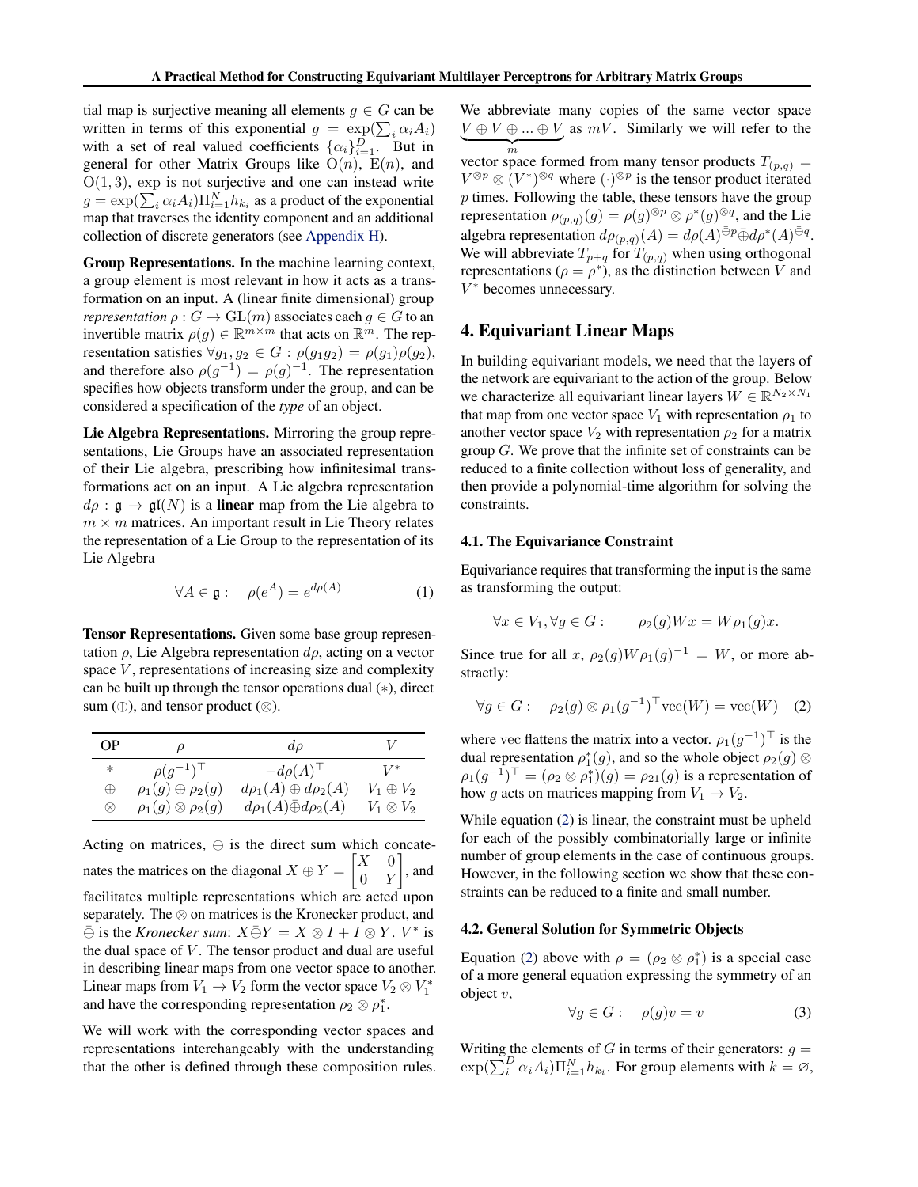tial map is surjective meaning all elements $g \in G$ can be written in terms of this exponential $g = \exp(\sum_i \alpha_i A_i)$ with a set of real valued coefficients $\{\alpha_i\}_{i=1}^D$. But in general for other Matrix Groups like $\mathrm{O}(n)$, $\mathrm{E}(n)$, and $\mathrm{O}(1,3)$, $\exp$ is not surjective and one can instead write $g = \exp(\sum_i \alpha_i A_i)\Pi_{i=1}^N h_{k_i}$ as a product of the exponential map that traverses the identity component and an additional collection of discrete generators (see Appendix H).

**Group Representations.** In the machine learning context, a group element is most relevant in how it acts as a transformation on an input. A (linear finite dimensional) group *representation* $\rho : G \to \mathrm{GL}(m)$ associates each $g \in G$ to an invertible matrix $\rho(g) \in \mathbb{R}^{m \times m}$ that acts on $\mathbb{R}^m$. The representation satisfies $\forall g_1, g_2 \in G : \rho(g_1 g_2) = \rho(g_1)\rho(g_2)$, and therefore also $\rho(g^{-1}) = \rho(g)^{-1}$. The representation specifies how objects transform under the group, and can be considered a specification of the *type* of an object.

**Lie Algebra Representations.** Mirroring the group representations, Lie Groups have an associated representation of their Lie algebra, prescribing how infinitesimal transformations act on an input. A Lie algebra representation $d\rho : \mathfrak{g} \to \mathfrak{gl}(N)$ is a **linear** map from the Lie algebra to $m \times m$ matrices. An important result in Lie Theory relates the representation of a Lie Group to the representation of its Lie Algebra

$$\forall A \in \mathfrak{g} : \quad \rho(e^A) = e^{d\rho(A)} \tag{1}$$

**Tensor Representations.** Given some base group representation $\rho$, Lie Algebra representation $d\rho$, acting on a vector space $V$, representations of increasing size and complexity can be built up through the tensor operations dual ($*$), direct sum ($\oplus$), and tensor product ($\otimes$).

| OP | $\rho$ | $d\rho$ | $V$ |
|---|---|---|---|
| $*$ | $\rho(g^{-1})^\top$ | $-d\rho(A)^\top$ | $V^*$ |
| $\oplus$ | $\rho_1(g) \oplus \rho_2(g)$ | $d\rho_1(A) \oplus d\rho_2(A)$ | $V_1 \oplus V_2$ |
| $\otimes$ | $\rho_1(g) \otimes \rho_2(g)$ | $d\rho_1(A) \bar{\oplus} d\rho_2(A)$ | $V_1 \otimes V_2$ |

Acting on matrices, $\oplus$ is the direct sum which concatenates the matrices on the diagonal $X \oplus Y = \begin{bmatrix} X & 0 \\ 0 & Y \end{bmatrix}$, and facilitates multiple representations which are acted upon separately. The $\otimes$ on matrices is the Kronecker product, and $\bar{\oplus}$ is the *Kronecker sum*: $X \bar{\oplus} Y = X \otimes I + I \otimes Y$. $V^*$ is the dual space of $V$. The tensor product and dual are useful in describing linear maps from one vector space to another. Linear maps from $V_1 \to V_2$ form the vector space $V_2 \otimes V_1^*$ and have the corresponding representation $\rho_2 \otimes \rho_1^*$.

We will work with the corresponding vector spaces and representations interchangeably with the understanding that the other is defined through these composition rules. We abbreviate many copies of the same vector space $\underbrace{V \oplus V \oplus ... \oplus V}_{m}$ as $mV$. Similarly we will refer to the vector space formed from many tensor products $T_{(p,q)} = V^{\otimes p} \otimes (V^*)^{\otimes q}$ where $(\cdot)^{\otimes p}$ is the tensor product iterated $p$ times. Following the table, these tensors have the group representation $\rho_{(p,q)}(g) = \rho(g)^{\otimes p} \otimes \rho^*(g)^{\otimes q}$, and the Lie algebra representation $d\rho_{(p,q)}(A) = d\rho(A)^{\bar{\oplus} p} \bar{\oplus} d\rho^*(A)^{\bar{\oplus} q}$. We will abbreviate $T_{p+q}$ for $T_{(p,q)}$ when using orthogonal representations ($\rho = \rho^*$), as the distinction between $V$ and $V^*$ becomes unnecessary.

## 4. Equivariant Linear Maps

In building equivariant models, we need that the layers of the network are equivariant to the action of the group. Below we characterize all equivariant linear layers $W \in \mathbb{R}^{N_2 \times N_1}$ that map from one vector space $V_1$ with representation $\rho_1$ to another vector space $V_2$ with representation $\rho_2$ for a matrix group $G$. We prove that the infinite set of constraints can be reduced to a finite collection without loss of generality, and then provide a polynomial-time algorithm for solving the constraints.

### 4.1. The Equivariance Constraint

Equivariance requires that transforming the input is the same as transforming the output:

$$\forall x \in V_1, \forall g \in G : \qquad \rho_2(g) W x = W \rho_1(g) x.$$

Since true for all $x$, $\rho_2(g) W \rho_1(g)^{-1} = W$, or more abstractly:

$$\forall g \in G : \quad \rho_2(g) \otimes \rho_1(g^{-1})^\top \mathrm{vec}(W) = \mathrm{vec}(W) \tag{2}$$

where vec flattens the matrix into a vector. $\rho_1(g^{-1})^\top$ is the dual representation $\rho_1^*(g)$, and so the whole object $\rho_2(g) \otimes \rho_1(g^{-1})^\top = (\rho_2 \otimes \rho_1^*)(g) = \rho_{21}(g)$ is a representation of how $g$ acts on matrices mapping from $V_1 \to V_2$.

While equation (2) is linear, the constraint must be upheld for each of the possibly combinatorially large or infinite number of group elements in the case of continuous groups. However, in the following section we show that these constraints can be reduced to a finite and small number.

### 4.2. General Solution for Symmetric Objects

Equation (2) above with $\rho = (\rho_2 \otimes \rho_1^*)$ is a special case of a more general equation expressing the symmetry of an object $v$,

$$\forall g \in G : \quad \rho(g) v = v \tag{3}$$

Writing the elements of $G$ in terms of their generators: $g = \exp(\sum_i^D \alpha_i A_i)\Pi_{i=1}^N h_{k_i}$. For group elements with $k = \varnothing$,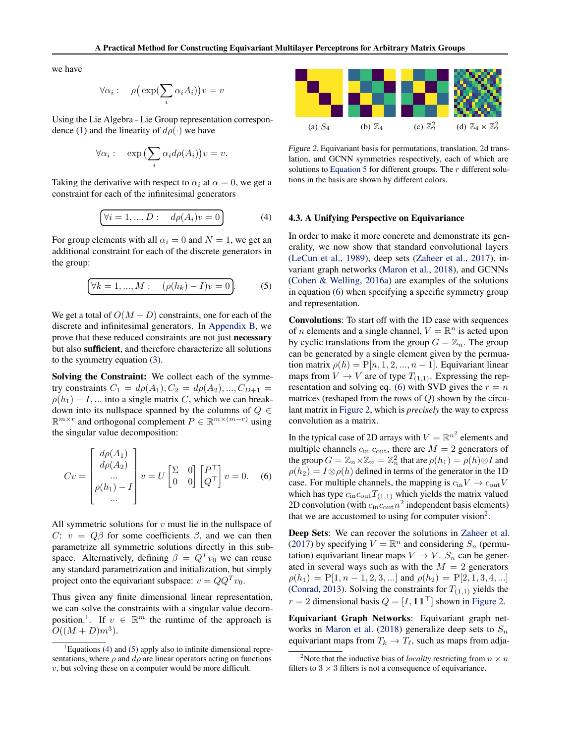we have

$$\forall \alpha_i : \quad \rho\big(\exp(\sum_i \alpha_i A_i)\big)v = v$$

Using the Lie Algebra - Lie Group representation correspondence (1) and the linearity of $d\rho(\cdot)$ we have

$$\forall \alpha_i : \quad \exp\big(\sum_i \alpha_i d\rho(A_i)\big)v = v.$$

Taking the derivative with respect to $\alpha_i$ at $\alpha = 0$, we get a constraint for each of the infinitesimal generators

$$\boxed{\forall i = 1, ..., D : \quad d\rho(A_i)v = 0} \tag{4}$$

For group elements with all $\alpha_i = 0$ and $N = 1$, we get an additional constraint for each of the discrete generators in the group:

$$\boxed{\forall k = 1, ..., M : \quad (\rho(h_k) - I)v = 0}. \tag{5}$$

We get a total of $O(M + D)$ constraints, one for each of the discrete and infinitesimal generators. In Appendix B, we prove that these reduced constraints are not just **necessary** but also **sufficient**, and therefore characterize all solutions to the symmetry equation (3).

**Solving the Constraint:** We collect each of the symmetry constraints $C_1 = d\rho(A_1), C_2 = d\rho(A_2), ..., C_{D+1} = \rho(h_1) - I, ...$ into a single matrix $C$, which we can breakdown into its nullspace spanned by the columns of $Q \in \mathbb{R}^{m \times r}$ and orthogonal complement $P \in \mathbb{R}^{m \times (m-r)}$ using the singular value decomposition:

$$Cv = \begin{bmatrix} d\rho(A_1) \\ d\rho(A_2) \\ ... \\ \rho(h_1) - I \\ ... \end{bmatrix} v = U \begin{bmatrix} \Sigma & 0 \\ 0 & 0 \end{bmatrix} \begin{bmatrix} P^\top \\ Q^\top \end{bmatrix} v = 0. \tag{6}$$

All symmetric solutions for $v$ must lie in the nullspace of $C$: $v = Q\beta$ for some coefficients $\beta$, and we can then parametrize all symmetric solutions directly in this subspace. Alternatively, defining $\beta = Q^T v_0$ we can reuse any standard parametrization and initialization, but simply project onto the equivariant subspace: $v = QQ^T v_0$.

Thus given any finite dimensional linear representation, we can solve the constraints with a singular value decomposition.[1]. If $v \in \mathbb{R}^m$ the runtime of the approach is $O((M + D)m^3)$.

[1] Equations (4) and (5) apply also to infinite dimensional representations, where $\rho$ and $d\rho$ are linear operators acting on functions $v$, but solving these on a computer would be more difficult.

(a) $S_4$ (b) $\mathbb{Z}_4$ (c) $\mathbb{Z}_2^2$ (d) $\mathbb{Z}_4 \ltimes \mathbb{Z}_2^2$

*Figure 2.* Equivariant basis for permutations, translation, 2d translation, and GCNN symmetries respectively, each of which are solutions to Equation 5 for different groups. The $r$ different solutions in the basis are shown by different colors.

### 4.3. A Unifying Perspective on Equivariance

In order to make it more concrete and demonstrate its generality, we now show that standard convolutional layers (LeCun et al., 1989), deep sets (Zaheer et al., 2017), invariant graph networks (Maron et al., 2018), and GCNNs (Cohen & Welling, 2016a) are examples of the solutions in equation (6) when specifying a specific symmetry group and representation.

**Convolutions**: To start off with the 1D case with sequences of $n$ elements and a single channel, $V = \mathbb{R}^n$ is acted upon by cyclic translations from the group $G = \mathbb{Z}_n$. The group can be generated by a single element given by the permuation matrix $\rho(h) = \mathrm{P}[n, 1, 2, ..., n-1]$. Equivariant linear maps from $V \to V$ are of type $T_{(1,1)}$. Expressing the representation and solving eq. (6) with SVD gives the $r = n$ matrices (reshaped from the rows of $Q$) shown by the circulant matrix in Figure 2, which is *precisely* the way to express convolution as a matrix.

In the typical case of 2D arrays with $V = \mathbb{R}^{n^2}$ elements and multiple channels $c_{\text{in}}$ $c_{\text{out}}$, there are $M = 2$ generators of the group $G = \mathbb{Z}_n \times \mathbb{Z}_n = \mathbb{Z}_n^2$ that are $\rho(h_1) = \rho(h) \otimes I$ and $\rho(h_2) = I \otimes \rho(h)$ defined in terms of the generator in the 1D case. For multiple channels, the mapping is $c_{\text{in}} V \to c_{\text{out}} V$ which has type $c_{\text{in}} c_{\text{out}} T_{(1,1)}$ which yields the matrix valued 2D convolution (with $c_{\text{in}} c_{\text{out}} n^2$ independent basis elements) that we are accustomed to using for computer vision[2].

**Deep Sets**: We can recover the solutions in Zaheer et al. (2017) by specifying $V = \mathbb{R}^n$ and considering $S_n$ (permutation) equivariant linear maps $V \to V$. $S_n$ can be generated in several ways such as with the $M = 2$ generators $\rho(h_1) = \mathrm{P}[1, n-1, 2, 3, ...]$ and $\rho(h_2) = \mathrm{P}[2, 1, 3, 4, ...]$ (Conrad, 2013). Solving the constraints for $T_{(1,1)}$ yields the $r = 2$ dimensional basis $Q = [I, \mathbb{1}\mathbb{1}^\top]$ shown in Figure 2.

**Equivariant Graph Networks**: Equivariant graph networks in Maron et al. (2018) generalize deep sets to $S_n$ equivariant maps from $T_k \to T_\ell$, such as maps from adja-

[2] Note that the inductive bias of *locality* restricting from $n \times n$ filters to $3 \times 3$ filters is not a consequence of equivariance.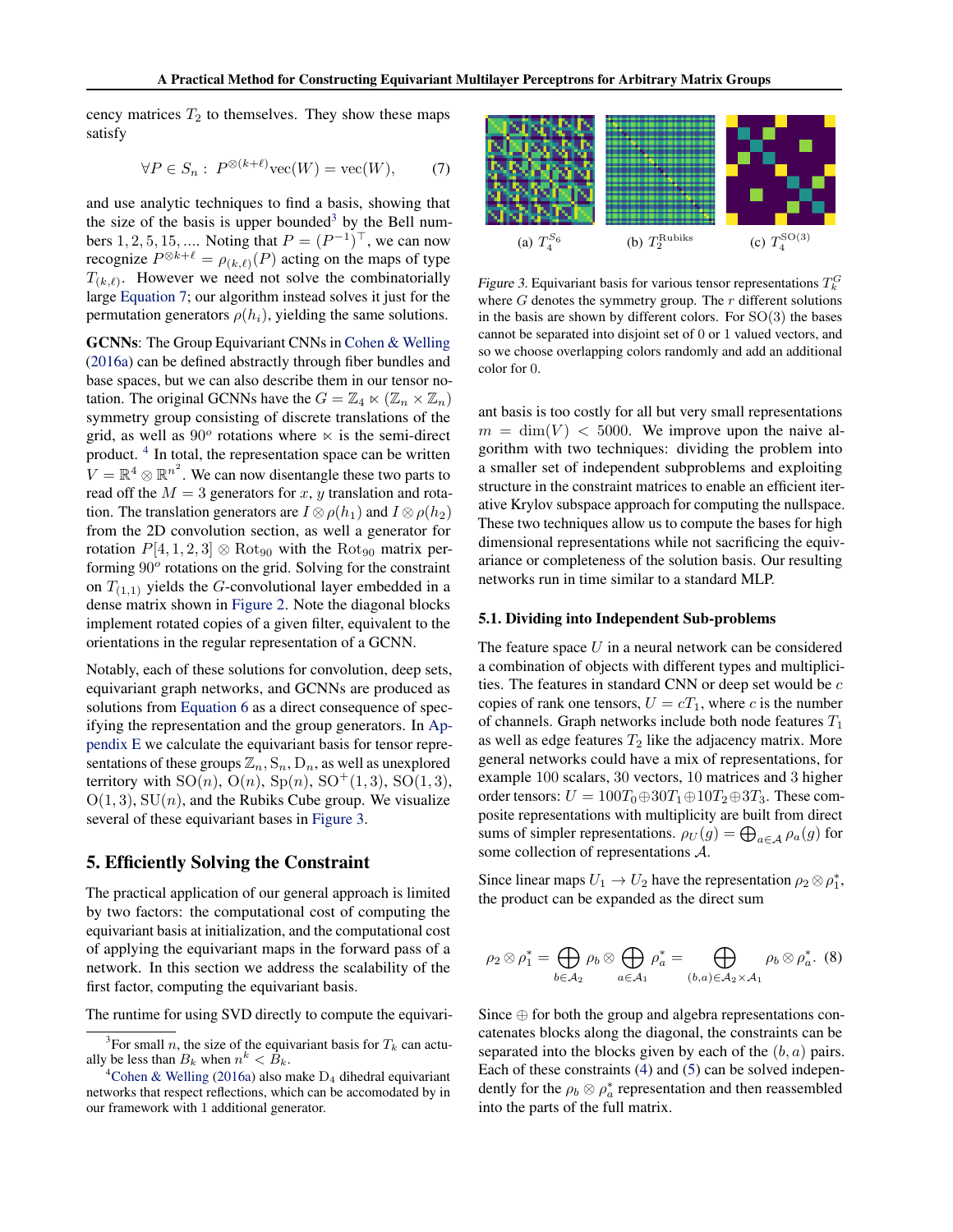cency matrices $T_2$ to themselves. They show these maps satisfy

$$\forall P \in S_n : \; P^{\otimes(k+\ell)}\text{vec}(W) = \text{vec}(W), \tag{7}$$

and use analytic techniques to find a basis, showing that the size of the basis is upper bounded[3] by the Bell numbers $1, 2, 5, 15, ....$ Noting that $P = (P^{-1})^\top$, we can now recognize $P^{\otimes k+\ell} = \rho_{(k,\ell)}(P)$ acting on the maps of type $T_{(k,\ell)}$. However we need not solve the combinatorially large Equation 7; our algorithm instead solves it just for the permutation generators $\rho(h_i)$, yielding the same solutions.

**GCNNs**: The Group Equivariant CNNs in Cohen & Welling (2016a) can be defined abstractly through fiber bundles and base spaces, but we can also describe them in our tensor notation. The original GCNNs have the $G = \mathbb{Z}_4 \ltimes (\mathbb{Z}_n \times \mathbb{Z}_n)$ symmetry group consisting of discrete translations of the grid, as well as $90^o$ rotations where $\ltimes$ is the semi-direct product. [4] In total, the representation space can be written $V = \mathbb{R}^4 \otimes \mathbb{R}^{n^2}$. We can now disentangle these two parts to read off the $M = 3$ generators for $x$, $y$ translation and rotation. The translation generators are $I \otimes \rho(h_1)$ and $I \otimes \rho(h_2)$ from the 2D convolution section, as well a generator for rotation $P[4, 1, 2, 3] \otimes \text{Rot}_{90}$ with the $\text{Rot}_{90}$ matrix performing $90^o$ rotations on the grid. Solving for the constraint on $T_{(1,1)}$ yields the $G$-convolutional layer embedded in a dense matrix shown in Figure 2. Note the diagonal blocks implement rotated copies of a given filter, equivalent to the orientations in the regular representation of a GCNN.

Notably, each of these solutions for convolution, deep sets, equivariant graph networks, and GCNNs are produced as solutions from Equation 6 as a direct consequence of specifying the representation and the group generators. In Appendix E we calculate the equivariant basis for tensor representations of these groups $\mathbb{Z}_n$, $\text{S}_n$, $\text{D}_n$, as well as unexplored territory with $\text{SO}(n)$, $\text{O}(n)$, $\text{Sp}(n)$, $\text{SO}^+(1,3)$, $\text{SO}(1,3)$, $\text{O}(1,3)$, $\text{SU}(n)$, and the Rubiks Cube group. We visualize several of these equivariant bases in Figure 3.

## 5. Efficiently Solving the Constraint

The practical application of our general approach is limited by two factors: the computational cost of computing the equivariant basis at initialization, and the computational cost of applying the equivariant maps in the forward pass of a network. In this section we address the scalability of the first factor, computing the equivariant basis.

The runtime for using SVD directly to compute the equivariant basis is too costly for all but very small representations $m = \dim(V) < 5000$. We improve upon the naive algorithm with two techniques: dividing the problem into a smaller set of independent subproblems and exploiting structure in the constraint matrices to enable an efficient iterative Krylov subspace approach for computing the nullspace. These two techniques allow us to compute the bases for high dimensional representations while not sacrificing the equivariance or completeness of the solution basis. Our resulting networks run in time similar to a standard MLP.

(a) $T_4^{S_6}$ (b) $T_2^{\text{Rubiks}}$ (c) $T_4^{\text{SO}(3)}$

Figure 3. Equivariant basis for various tensor representations $T_k^G$ where $G$ denotes the symmetry group. The $r$ different solutions in the basis are shown by different colors. For SO(3) the bases cannot be separated into disjoint set of 0 or 1 valued vectors, and so we choose overlapping colors randomly and add an additional color for 0.

### 5.1. Dividing into Independent Sub-problems

The feature space $U$ in a neural network can be considered a combination of objects with different types and multiplicities. The features in standard CNN or deep set would be $c$ copies of rank one tensors, $U = cT_1$, where $c$ is the number of channels. Graph networks include both node features $T_1$ as well as edge features $T_2$ like the adjacency matrix. More general networks could have a mix of representations, for example 100 scalars, 30 vectors, 10 matrices and 3 higher order tensors: $U = 100T_0 \oplus 30T_1 \oplus 10T_2 \oplus 3T_3$. These composite representations with multiplicity are built from direct sums of simpler representations. $\rho_U(g) = \bigoplus_{a\in\mathcal{A}} \rho_a(g)$ for some collection of representations $\mathcal{A}$.

Since linear maps $U_1 \to U_2$ have the representation $\rho_2 \otimes \rho_1^*$, the product can be expanded as the direct sum

$$\rho_2 \otimes \rho_1^* = \bigoplus_{b\in\mathcal{A}_2} \rho_b \otimes \bigoplus_{a\in\mathcal{A}_1} \rho_a^* = \bigoplus_{(b,a)\in\mathcal{A}_2\times\mathcal{A}_1} \rho_b \otimes \rho_a^*. \tag{8}$$

Since $\oplus$ for both the group and algebra representations concatenates blocks along the diagonal, the constraints can be separated into the blocks given by each of the $(b, a)$ pairs. Each of these constraints (4) and (5) can be solved independently for the $\rho_b \otimes \rho_a^*$ representation and then reassembled into the parts of the full matrix.

[3] For small $n$, the size of the equivariant basis for $T_k$ can actually be less than $B_k$ when $n^k < B_k$.

[4] Cohen & Welling (2016a) also make $\text{D}_4$ dihedral equivariant networks that respect reflections, which can be accomodated by in our framework with 1 additional generator.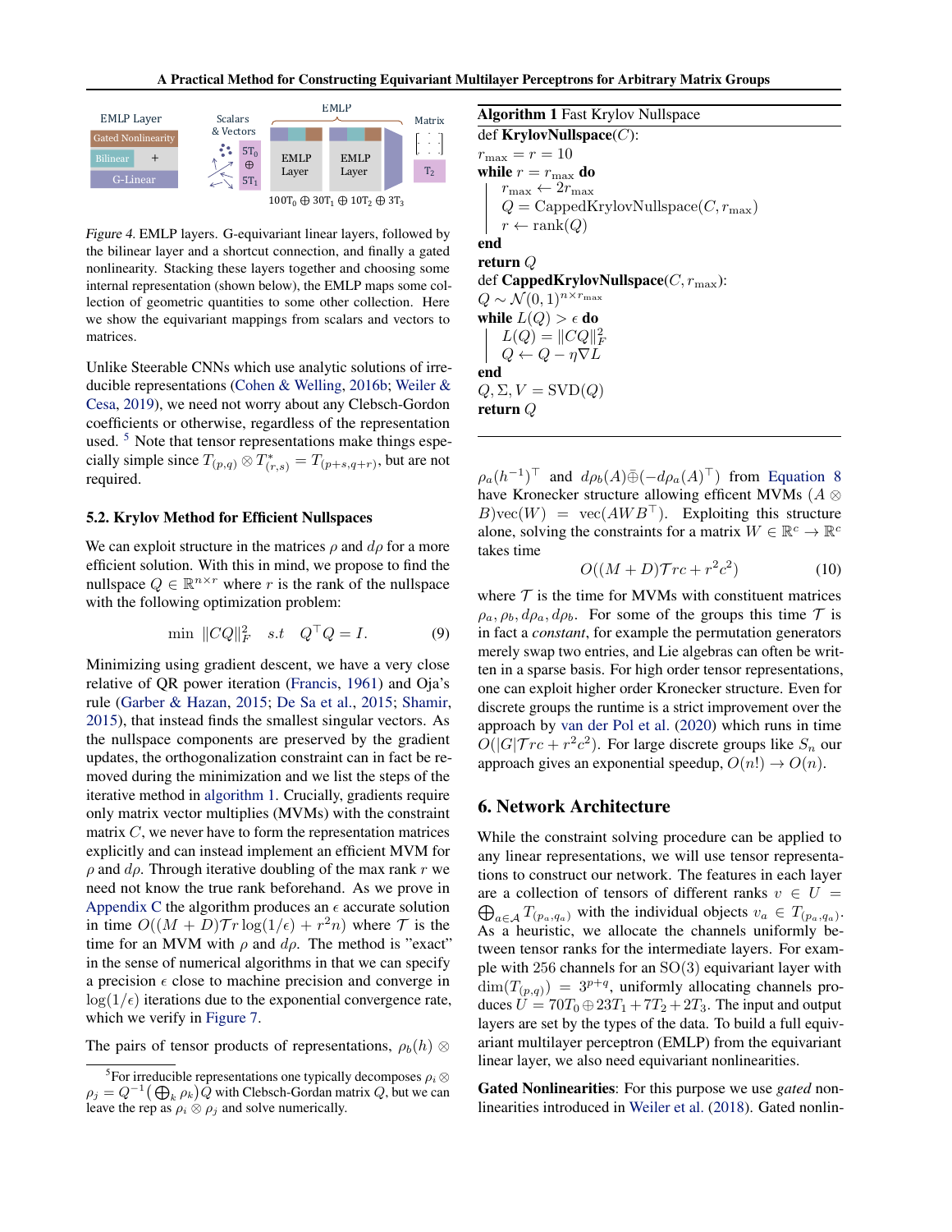*Figure 4.* EMLP layers. G-equivariant linear layers, followed by the bilinear layer and a shortcut connection, and finally a gated nonlinearity. Stacking these layers together and choosing some internal representation (shown below), the EMLP maps some collection of geometric quantities to some other collection. Here we show the equivariant mappings from scalars and vectors to matrices.

Unlike Steerable CNNs which use analytic solutions of irreducible representations (Cohen & Welling, 2016b; Weiler & Cesa, 2019), we need not worry about any Clebsch-Gordon coefficients or otherwise, regardless of the representation used. [5] Note that tensor representations make things especially simple since $T_{(p,q)} \otimes T^*_{(r,s)} = T_{(p+s,q+r)}$, but are not required.

## 5.2. Krylov Method for Efficient Nullspaces

We can exploit structure in the matrices $\rho$ and $d\rho$ for a more efficient solution. With this in mind, we propose to find the nullspace $Q \in \mathbb{R}^{n\times r}$ where $r$ is the rank of the nullspace with the following optimization problem:

$$\min \ \|CQ\|_F^2 \quad s.t \quad Q^\top Q = I. \tag{9}$$

Minimizing using gradient descent, we have a very close relative of QR power iteration (Francis, 1961) and Oja's rule (Garber & Hazan, 2015; De Sa et al., 2015; Shamir, 2015), that instead finds the smallest singular vectors. As the nullspace components are preserved by the gradient updates, the orthogonalization constraint can in fact be removed during the minimization and we list the steps of the iterative method in algorithm 1. Crucially, gradients require only matrix vector multiplies (MVMs) with the constraint matrix $C$, we never have to form the representation matrices explicitly and can instead implement an efficient MVM for $\rho$ and $d\rho$. Through iterative doubling of the max rank $r$ we need not know the true rank beforehand. As we prove in Appendix C the algorithm produces an $\epsilon$ accurate solution in time $O((M + D)\mathcal{T}r \log(1/\epsilon) + r^2n)$ where $\mathcal{T}$ is the time for an MVM with $\rho$ and $d\rho$. The method is "exact" in the sense of numerical algorithms in that we can specify a precision $\epsilon$ close to machine precision and converge in $\log(1/\epsilon)$ iterations due to the exponential convergence rate, which we verify in Figure 7.

The pairs of tensor products of representations, $\rho_b(h) \otimes \rho_a(h^{-1})^\top$ and $d\rho_b(A)\bar{\oplus}(-d\rho_a(A)^\top)$ from Equation 8 have Kronecker structure allowing effecent MVMs ($(A \otimes B)\text{vec}(W) = \text{vec}(AWB^\top)$. Exploiting this structure alone, solving the constraints for a matrix $W \in \mathbb{R}^c \to \mathbb{R}^c$ takes time

$$O((M + D)\mathcal{T}rc + r^2c^2) \tag{10}$$

where $\mathcal{T}$ is the time for MVMs with constituent matrices $\rho_a, \rho_b, d\rho_a, d\rho_b$. For some of the groups this time $\mathcal{T}$ is in fact a *constant*, for example the permutation generators merely swap two entries, and Lie algebras can often be written in a sparse basis. For high order tensor representations, one can exploit higher order Kronecker structure. Even for discrete groups the runtime is a strict improvement over the approach by van der Pol et al. (2020) which runs in time $O(|G|\mathcal{T}rc + r^2c^2)$. For large discrete groups like $S_n$ our approach gives an exponential speedup, $O(n!) \to O(n)$.

**Algorithm 1** Fast Krylov Nullspace

```
def KrylovNullspace(C):
  r_max = r = 10
  while r = r_max do
    r_max ← 2 r_max
    Q = CappedKrylovNullspace(C, r_max)
    r ← rank(Q)
  end
  return Q
def CappedKrylovNullspace(C, r_max):
  Q ~ N(0,1)^{n×r_max}
  while L(Q) > ε do
    L(Q) = ||CQ||_F^2
    Q ← Q − η∇L
  end
  Q, Σ, V = SVD(Q)
  return Q
```

# 6. Network Architecture

While the constraint solving procedure can be applied to any linear representations, we will use tensor representations to construct our network. The features in each layer are a collection of tensors of different ranks $v \in U = \bigoplus_{a\in\mathcal{A}} T_{(p_a,q_a)}$ with the individual objects $v_a \in T_{(p_a,q_a)}$. As a heuristic, we allocate the channels uniformly between tensor ranks for the intermediate layers. For example with 256 channels for an $\text{SO}(3)$ equivariant layer with $\dim(T_{(p,q)}) = 3^{p+q}$, uniformly allocating channels produces $U = 70T_0 \oplus 23T_1 + 7T_2 + 2T_3$. The input and output layers are set by the types of the data. To build a full equivariant multilayer perceptron (EMLP) from the equivariant linear layer, we also need equivariant nonlinearities.

**Gated Nonlinearities**: For this purpose we use *gated* nonlinearities introduced in Weiler et al. (2018). Gated nonlin-

[5] For irreducible representations one typically decomposes $\rho_i \otimes \rho_j = Q^{-1}\big(\bigoplus_k \rho_k\big)Q$ with Clebsch-Gordan matrix $Q$, but we can leave the rep as $\rho_i \otimes \rho_j$ and solve numerically.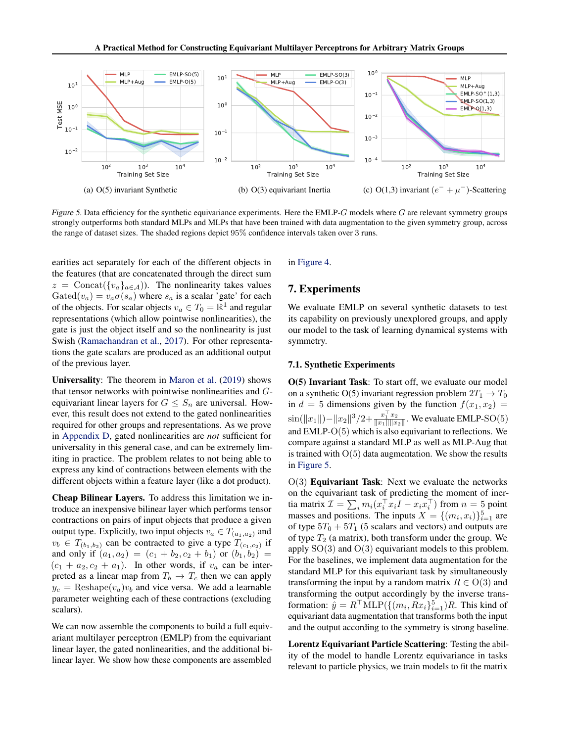(a) O(5) invariant Synthetic

(b) O(3) equivariant Inertia

(c) O(1,3) invariant ($e^- + \mu^-$)-Scattering

*Figure 5.* Data efficiency for the synthetic equivariance experiments. Here the EMLP-$G$ models where $G$ are relevant symmetry groups strongly outperforms both standard MLPs and MLPs that have been trained with data augmentation to the given symmetry group, across the range of dataset sizes. The shaded regions depict 95% confidence intervals taken over 3 runs.

earities act separately for each of the different objects in the features (that are concatenated through the direct sum $z = \text{Concat}(\{v_a\}_{a \in \mathcal{A}})$). The nonlinearity takes values $\text{Gated}(v_a) = v_a \sigma(s_a)$ where $s_a$ is a scalar 'gate' for each of the objects. For scalar objects $v_a \in T_0 = \mathbb{R}^1$ and regular representations (which allow pointwise nonlinearities), the gate is just the object itself and so the nonlinearity is just Swish (Ramachandran et al., 2017). For other representations the gate scalars are produced as an additional output of the previous layer.

**Universality**: The theorem in Maron et al. (2019) shows that tensor networks with pointwise nonlinearities and $G$-equivariant linear layers for $G \leq S_n$ are universal. However, this result does not extend to the gated nonlinearities required for other groups and representations. As we prove in Appendix D, gated nonlinearities are *not* sufficient for universality in this general case, and can be extremely limiting in practice. The problem relates to not being able to express any kind of contractions between elements with the different objects within a feature layer (like a dot product).

**Cheap Bilinear Layers.** To address this limitation we introduce an inexpensive bilinear layer which performs tensor contractions on pairs of input objects that produce a given output type. Explicitly, two input objects $v_a \in T_{(a_1,a_2)}$ and $v_b \in T_{(b_1,b_2)}$ can be contracted to give a type $T_{(c_1,c_2)}$ if and only if $(a_1, a_2) = (c_1 + b_2, c_2 + b_1)$ or $(b_1, b_2) = (c_1 + a_2, c_2 + a_1)$. In other words, if $v_a$ can be interpreted as a linear map from $T_b \to T_c$ then we can apply $y_c = \text{Reshape}(v_a) v_b$ and vice versa. We add a learnable parameter weighting each of these contractions (excluding scalars).

We can now assemble the components to build a full equivariant multilayer perceptron (EMLP) from the equivariant linear layer, the gated nonlinearities, and the additional bilinear layer. We show how these components are assembled in Figure 4.

## 7. Experiments

We evaluate EMLP on several synthetic datasets to test its capability on previously unexplored groups, and apply our model to the task of learning dynamical systems with symmetry.

### 7.1. Synthetic Experiments

**O(5) Invariant Task**: To start off, we evaluate our model on a synthetic O(5) invariant regression problem $2T_1 \to T_0$ in $d = 5$ dimensions given by the function $f(x_1, x_2) = \sin(\|x_1\|) - \|x_2\|^3/2 + \frac{x_1^\top x_2}{\|x_1\|\|x_2\|}$. We evaluate EMLP-SO(5) and EMLP-O(5) which is also equivariant to reflections. We compare against a standard MLP as well as MLP-Aug that is trained with O(5) data augmentation. We show the results in Figure 5.

$\text{O}(3)$ **Equivariant Task**: Next we evaluate the networks on the equivariant task of predicting the moment of inertia matrix $\mathcal{I} = \sum_i m_i (x_i^\top x_i I - x_i x_i^\top)$ from $n = 5$ point masses and positions. The inputs $X = \{(m_i, x_i)\}_{i=1}^5$ are of type $5T_0 + 5T_1$ (5 scalars and vectors) and outputs are of type $T_2$ (a matrix), both transform under the group. We apply SO(3) and O(3) equivariant models to this problem. For the baselines, we implement data augmentation for the standard MLP for this equivariant task by simultaneously transforming the input by a random matrix $R \in \text{O}(3)$ and transforming the output accordingly by the inverse transformation: $\hat{y} = R^\top \text{MLP}(\{(m_i, Rx_i\}_{i=1}^5)R$. This kind of equivariant data augmentation that transforms both the input and the output according to the symmetry is strong baseline.

**Lorentz Equivariant Particle Scattering**: Testing the ability of the model to handle Lorentz equivariance in tasks relevant to particle physics, we train models to fit the matrix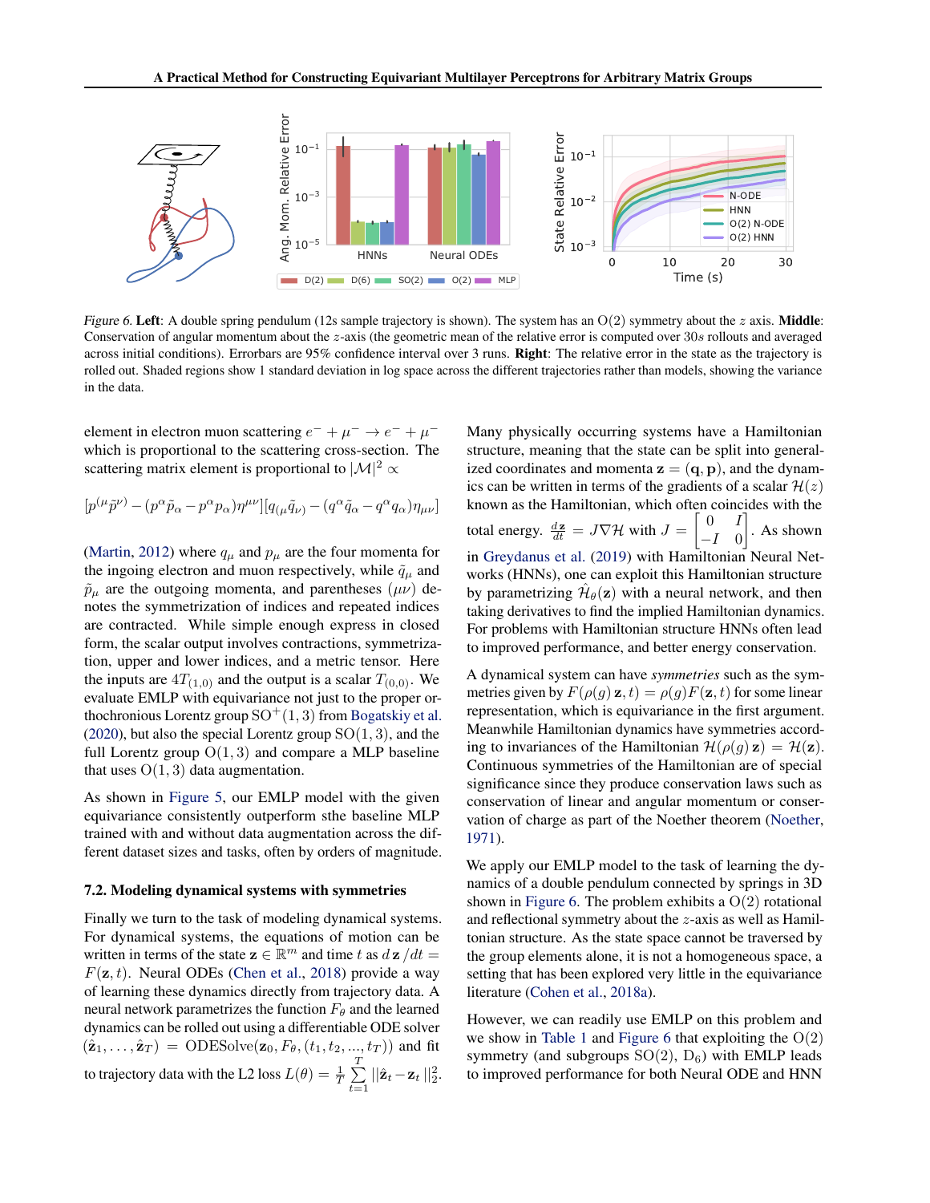Figure 6. **Left**: A double spring pendulum (12s sample trajectory is shown). The system has an $\mathrm{O}(2)$ symmetry about the $z$ axis. **Middle**: Conservation of angular momentum about the $z$-axis (the geometric mean of the relative error is computed over $30s$ rollouts and averaged across initial conditions). Errorbars are 95% confidence interval over 3 runs. **Right**: The relative error in the state as the trajectory is rolled out. Shaded regions show 1 standard deviation in log space across the different trajectories rather than models, showing the variance in the data.

element in electron muon scattering $e^- + \mu^- \to e^- + \mu^-$ which is proportional to the scattering cross-section. The scattering matrix element is proportional to $|\mathcal{M}|^2 \propto$

$$[p^{(\mu}\tilde{p}^{\nu)} - (p^\alpha \tilde{p}_\alpha - p^\alpha p_\alpha)\eta^{\mu\nu}][q_{(\mu}\tilde{q}_{\nu)} - (q^\alpha \tilde{q}_\alpha - q^\alpha q_\alpha)\eta_{\mu\nu}]$$

(Martin, 2012) where $q_\mu$ and $p_\mu$ are the four momenta for the ingoing electron and muon respectively, while $\tilde{q}_\mu$ and $\tilde{p}_\mu$ are the outgoing momenta, and parentheses $(\mu\nu)$ denotes the symmetrization of indices and repeated indices are contracted. While simple enough express in closed form, the scalar output involves contractions, symmetrization, upper and lower indices, and a metric tensor. Here the inputs are $4T_{(1,0)}$ and the output is a scalar $T_{(0,0)}$. We evaluate EMLP with equivariance not just to the proper orthochronious Lorentz group $\mathrm{SO}^+(1,3)$ from Bogatskiy et al. (2020), but also the special Lorentz group $\mathrm{SO}(1,3)$, and the full Lorentz group $\mathrm{O}(1,3)$ and compare a MLP baseline that uses $\mathrm{O}(1,3)$ data augmentation.

As shown in Figure 5, our EMLP model with the given equivariance consistently outperform sthe baseline MLP trained with and without data augmentation across the different dataset sizes and tasks, often by orders of magnitude.

### 7.2. Modeling dynamical systems with symmetries

Finally we turn to the task of modeling dynamical systems. For dynamical systems, the equations of motion can be written in terms of the state $\mathbf{z} \in \mathbb{R}^m$ and time $t$ as $d\,\mathbf{z}\,/dt = F(\mathbf{z}, t)$. Neural ODEs (Chen et al., 2018) provide a way of learning these dynamics directly from trajectory data. A neural network parametrizes the function $F_\theta$ and the learned dynamics can be rolled out using a differentiable ODE solver $(\hat{\mathbf{z}}_1, \dots, \hat{\mathbf{z}}_T) = \mathrm{ODESolve}(\mathbf{z}_0, F_\theta, (t_1, t_2, ..., t_T))$ and fit to trajectory data with the L2 loss $L(\theta) = \frac{1}{T}\sum_{t=1}^{T} ||\hat{\mathbf{z}}_t - \mathbf{z}_t||_2^2$.

Many physically occurring systems have a Hamiltonian structure, meaning that the state can be split into generalized coordinates and momenta $\mathbf{z} = (\mathbf{q}, \mathbf{p})$, and the dynamics can be written in terms of the gradients of a scalar $\mathcal{H}(z)$ known as the Hamiltonian, which often coincides with the total energy. $\frac{d\mathbf{z}}{dt} = J\nabla\mathcal{H}$ with $J = \begin{bmatrix} 0 & I \\ -I & 0 \end{bmatrix}$. As shown in Greydanus et al. (2019) with Hamiltonian Neural Networks (HNNs), one can exploit this Hamiltonian structure by parametrizing $\hat{\mathcal{H}}_\theta(\mathbf{z})$ with a neural network, and then taking derivatives to find the implied Hamiltonian dynamics. For problems with Hamiltonian structure HNNs often lead to improved performance, and better energy conservation.

A dynamical system can have *symmetries* such as the symmetries given by $F(\rho(g)\,\mathbf{z}, t) = \rho(g)F(\mathbf{z}, t)$ for some linear representation, which is equivariance in the first argument. Meanwhile Hamiltonian dynamics have symmetries according to invariances of the Hamiltonian $\mathcal{H}(\rho(g)\,\mathbf{z}) = \mathcal{H}(\mathbf{z})$. Continuous symmetries of the Hamiltonian are of special significance since they produce conservation laws such as conservation of linear and angular momentum or conservation of charge as part of the Noether theorem (Noether, 1971).

We apply our EMLP model to the task of learning the dynamics of a double pendulum connected by springs in 3D shown in Figure 6. The problem exhibits a $\mathrm{O}(2)$ rotational and reflectional symmetry about the $z$-axis as well as Hamiltonian structure. As the state space cannot be traversed by the group elements alone, it is not a homogeneous space, a setting that has been explored very little in the equivariance literature (Cohen et al., 2018a).

However, we can readily use EMLP on this problem and we show in Table 1 and Figure 6 that exploiting the $\mathrm{O}(2)$ symmetry (and subgroups $\mathrm{SO}(2)$, $\mathrm{D}_6$) with EMLP leads to improved performance for both Neural ODE and HNN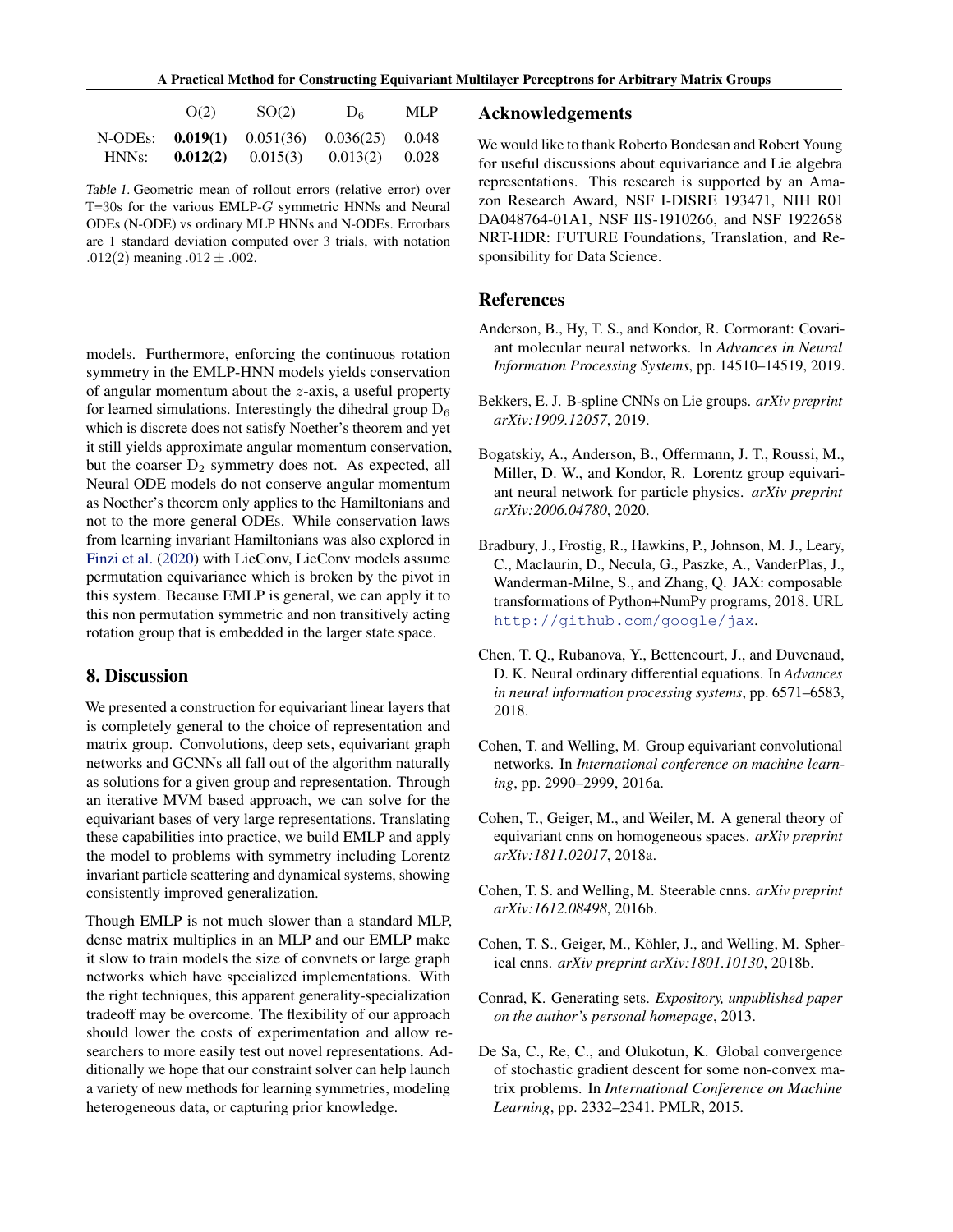| | O(2) | SO(2) | $D_6$ | MLP |
|---|---|---|---|---|
| N-ODEs: | **0.019(1)** | 0.051(36) | 0.036(25) | 0.048 |
| HNNs: | **0.012(2)** | 0.015(3) | 0.013(2) | 0.028 |

*Table 1.* Geometric mean of rollout errors (relative error) over T=30s for the various EMLP-$G$ symmetric HNNs and Neural ODEs (N-ODE) vs ordinary MLP HNNs and N-ODEs. Errorbars are 1 standard deviation computed over 3 trials, with notation $.012(2)$ meaning $.012 \pm .002$.

models. Furthermore, enforcing the continuous rotation symmetry in the EMLP-HNN models yields conservation of angular momentum about the $z$-axis, a useful property for learned simulations. Interestingly the dihedral group $D_6$ which is discrete does not satisfy Noether's theorem and yet it still yields approximate angular momentum conservation, but the coarser $D_2$ symmetry does not. As expected, all Neural ODE models do not conserve angular momentum as Noether's theorem only applies to the Hamiltonians and not to the more general ODEs. While conservation laws from learning invariant Hamiltonians was also explored in Finzi et al. (2020) with LieConv, LieConv models assume permutation equivariance which is broken by the pivot in this system. Because EMLP is general, we can apply it to this non permutation symmetric and non transitively acting rotation group that is embedded in the larger state space.

## 8. Discussion

We presented a construction for equivariant linear layers that is completely general to the choice of representation and matrix group. Convolutions, deep sets, equivariant graph networks and GCNNs all fall out of the algorithm naturally as solutions for a given group and representation. Through an iterative MVM based approach, we can solve for the equivariant bases of very large representations. Translating these capabilities into practice, we build EMLP and apply the model to problems with symmetry including Lorentz invariant particle scattering and dynamical systems, showing consistently improved generalization.

Though EMLP is not much slower than a standard MLP, dense matrix multiplies in an MLP and our EMLP make it slow to train models the size of convnets or large graph networks which have specialized implementations. With the right techniques, this apparent generality-specialization tradeoff may be overcome. The flexibility of our approach should lower the costs of experimentation and allow researchers to more easily test out novel representations. Additionally we hope that our constraint solver can help launch a variety of new methods for learning symmetries, modeling heterogeneous data, or capturing prior knowledge.

## Acknowledgements

We would like to thank Roberto Bondesan and Robert Young for useful discussions about equivariance and Lie algebra representations. This research is supported by an Amazon Research Award, NSF I-DISRE 193471, NIH R01 DA048764-01A1, NSF IIS-1910266, and NSF 1922658 NRT-HDR: FUTURE Foundations, Translation, and Responsibility for Data Science.

## References

Anderson, B., Hy, T. S., and Kondor, R. Cormorant: Covariant molecular neural networks. In *Advances in Neural Information Processing Systems*, pp. 14510–14519, 2019.

Bekkers, E. J. B-spline CNNs on Lie groups. *arXiv preprint arXiv:1909.12057*, 2019.

Bogatskiy, A., Anderson, B., Offermann, J. T., Roussi, M., Miller, D. W., and Kondor, R. Lorentz group equivariant neural network for particle physics. *arXiv preprint arXiv:2006.04780*, 2020.

Bradbury, J., Frostig, R., Hawkins, P., Johnson, M. J., Leary, C., Maclaurin, D., Necula, G., Paszke, A., VanderPlas, J., Wanderman-Milne, S., and Zhang, Q. JAX: composable transformations of Python+NumPy programs, 2018. URL http://github.com/google/jax.

Chen, T. Q., Rubanova, Y., Bettencourt, J., and Duvenaud, D. K. Neural ordinary differential equations. In *Advances in neural information processing systems*, pp. 6571–6583, 2018.

Cohen, T. and Welling, M. Group equivariant convolutional networks. In *International conference on machine learning*, pp. 2990–2999, 2016a.

Cohen, T., Geiger, M., and Weiler, M. A general theory of equivariant cnns on homogeneous spaces. *arXiv preprint arXiv:1811.02017*, 2018a.

Cohen, T. S. and Welling, M. Steerable cnns. *arXiv preprint arXiv:1612.08498*, 2016b.

Cohen, T. S., Geiger, M., Köhler, J., and Welling, M. Spherical cnns. *arXiv preprint arXiv:1801.10130*, 2018b.

Conrad, K. Generating sets. *Expository, unpublished paper on the author's personal homepage*, 2013.

De Sa, C., Re, C., and Olukotun, K. Global convergence of stochastic gradient descent for some non-convex matrix problems. In *International Conference on Machine Learning*, pp. 2332–2341. PMLR, 2015.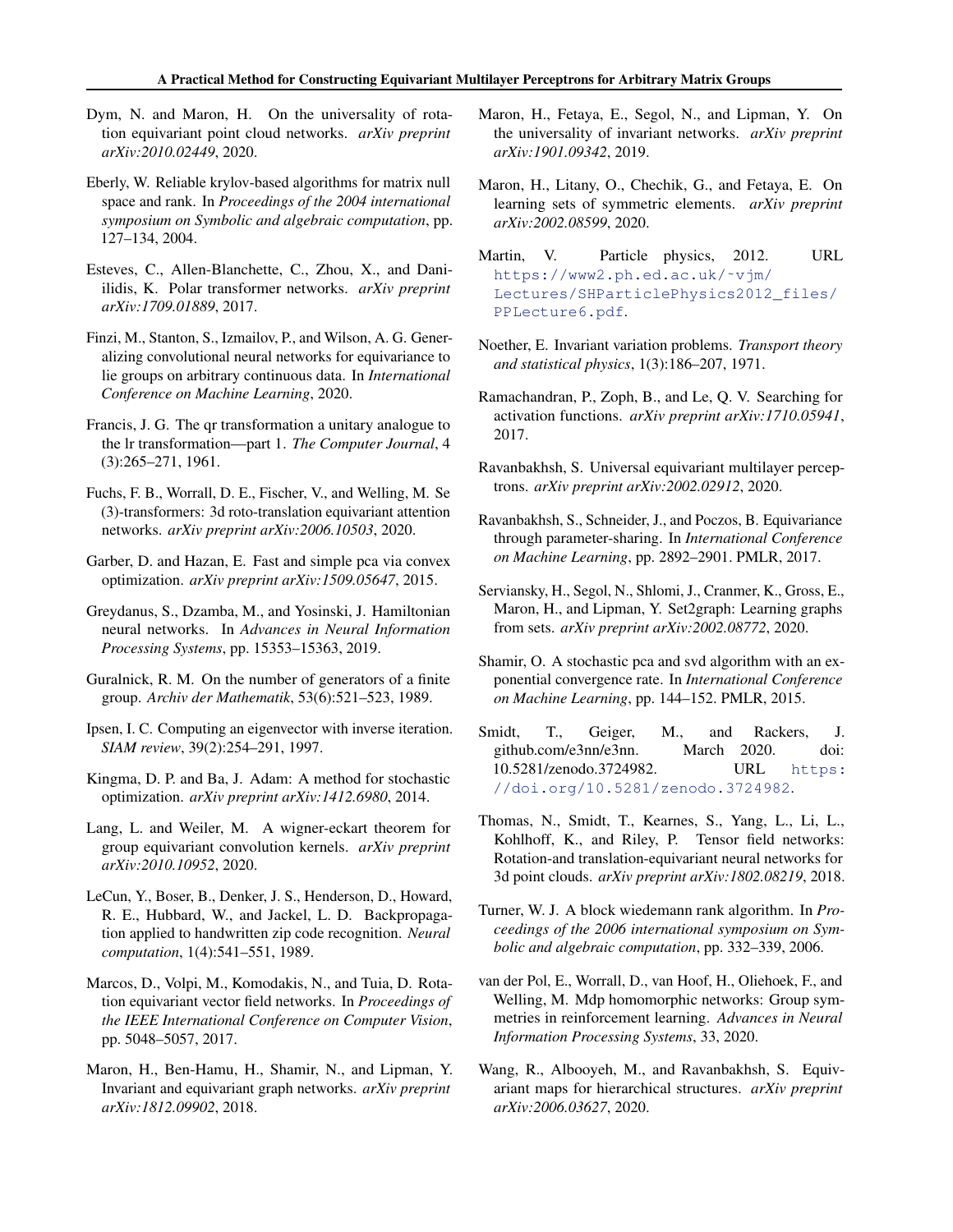Dym, N. and Maron, H. On the universality of rotation equivariant point cloud networks. *arXiv preprint arXiv:2010.02449*, 2020.

Eberly, W. Reliable krylov-based algorithms for matrix null space and rank. In *Proceedings of the 2004 international symposium on Symbolic and algebraic computation*, pp. 127–134, 2004.

Esteves, C., Allen-Blanchette, C., Zhou, X., and Daniilidis, K. Polar transformer networks. *arXiv preprint arXiv:1709.01889*, 2017.

Finzi, M., Stanton, S., Izmailov, P., and Wilson, A. G. Generalizing convolutional neural networks for equivariance to lie groups on arbitrary continuous data. In *International Conference on Machine Learning*, 2020.

Francis, J. G. The qr transformation a unitary analogue to the lr transformation—part 1. *The Computer Journal*, 4 (3):265–271, 1961.

Fuchs, F. B., Worrall, D. E., Fischer, V., and Welling, M. Se (3)-transformers: 3d roto-translation equivariant attention networks. *arXiv preprint arXiv:2006.10503*, 2020.

Garber, D. and Hazan, E. Fast and simple pca via convex optimization. *arXiv preprint arXiv:1509.05647*, 2015.

Greydanus, S., Dzamba, M., and Yosinski, J. Hamiltonian neural networks. In *Advances in Neural Information Processing Systems*, pp. 15353–15363, 2019.

Guralnick, R. M. On the number of generators of a finite group. *Archiv der Mathematik*, 53(6):521–523, 1989.

Ipsen, I. C. Computing an eigenvector with inverse iteration. *SIAM review*, 39(2):254–291, 1997.

Kingma, D. P. and Ba, J. Adam: A method for stochastic optimization. *arXiv preprint arXiv:1412.6980*, 2014.

Lang, L. and Weiler, M. A wigner-eckart theorem for group equivariant convolution kernels. *arXiv preprint arXiv:2010.10952*, 2020.

LeCun, Y., Boser, B., Denker, J. S., Henderson, D., Howard, R. E., Hubbard, W., and Jackel, L. D. Backpropagation applied to handwritten zip code recognition. *Neural computation*, 1(4):541–551, 1989.

Marcos, D., Volpi, M., Komodakis, N., and Tuia, D. Rotation equivariant vector field networks. In *Proceedings of the IEEE International Conference on Computer Vision*, pp. 5048–5057, 2017.

Maron, H., Ben-Hamu, H., Shamir, N., and Lipman, Y. Invariant and equivariant graph networks. *arXiv preprint arXiv:1812.09902*, 2018.

Maron, H., Fetaya, E., Segol, N., and Lipman, Y. On the universality of invariant networks. *arXiv preprint arXiv:1901.09342*, 2019.

Maron, H., Litany, O., Chechik, G., and Fetaya, E. On learning sets of symmetric elements. *arXiv preprint arXiv:2002.08599*, 2020.

Martin, V. Particle physics, 2012. URL https://www2.ph.ed.ac.uk/~vjm/Lectures/SHParticlePhysics2012_files/PPLecture6.pdf.

Noether, E. Invariant variation problems. *Transport theory and statistical physics*, 1(3):186–207, 1971.

Ramachandran, P., Zoph, B., and Le, Q. V. Searching for activation functions. *arXiv preprint arXiv:1710.05941*, 2017.

Ravanbakhsh, S. Universal equivariant multilayer perceptrons. *arXiv preprint arXiv:2002.02912*, 2020.

Ravanbakhsh, S., Schneider, J., and Poczos, B. Equivariance through parameter-sharing. In *International Conference on Machine Learning*, pp. 2892–2901. PMLR, 2017.

Serviansky, H., Segol, N., Shlomi, J., Cranmer, K., Gross, E., Maron, H., and Lipman, Y. Set2graph: Learning graphs from sets. *arXiv preprint arXiv:2002.08772*, 2020.

Shamir, O. A stochastic pca and svd algorithm with an exponential convergence rate. In *International Conference on Machine Learning*, pp. 144–152. PMLR, 2015.

Smidt, T., Geiger, M., and Rackers, J. github.com/e3nn/e3nn. March 2020. doi: 10.5281/zenodo.3724982. URL https://doi.org/10.5281/zenodo.3724982.

Thomas, N., Smidt, T., Kearnes, S., Yang, L., Li, L., Kohlhoff, K., and Riley, P. Tensor field networks: Rotation-and translation-equivariant neural networks for 3d point clouds. *arXiv preprint arXiv:1802.08219*, 2018.

Turner, W. J. A block wiedemann rank algorithm. In *Proceedings of the 2006 international symposium on Symbolic and algebraic computation*, pp. 332–339, 2006.

van der Pol, E., Worrall, D., van Hoof, H., Oliehoek, F., and Welling, M. Mdp homomorphic networks: Group symmetries in reinforcement learning. *Advances in Neural Information Processing Systems*, 33, 2020.

Wang, R., Albooyeh, M., and Ravanbakhsh, S. Equivariant maps for hierarchical structures. *arXiv preprint arXiv:2006.03627*, 2020.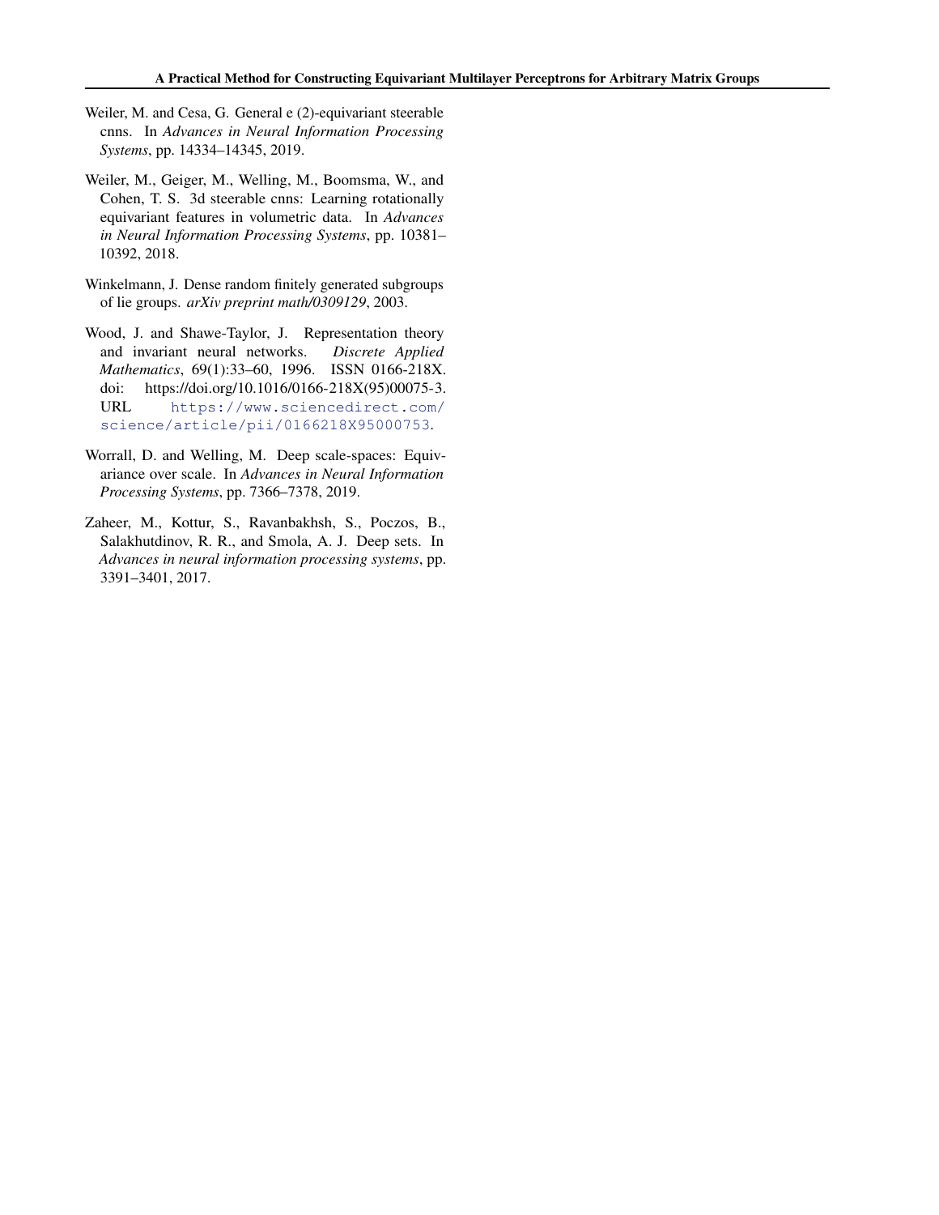Weiler, M. and Cesa, G. General e (2)-equivariant steerable cnns. In *Advances in Neural Information Processing Systems*, pp. 14334–14345, 2019.

Weiler, M., Geiger, M., Welling, M., Boomsma, W., and Cohen, T. S. 3d steerable cnns: Learning rotationally equivariant features in volumetric data. In *Advances in Neural Information Processing Systems*, pp. 10381–10392, 2018.

Winkelmann, J. Dense random finitely generated subgroups of lie groups. *arXiv preprint math/0309129*, 2003.

Wood, J. and Shawe-Taylor, J. Representation theory and invariant neural networks. *Discrete Applied Mathematics*, 69(1):33–60, 1996. ISSN 0166-218X. doi: https://doi.org/10.1016/0166-218X(95)00075-3. URL https://www.sciencedirect.com/science/article/pii/0166218X95000753.

Worrall, D. and Welling, M. Deep scale-spaces: Equivariance over scale. In *Advances in Neural Information Processing Systems*, pp. 7366–7378, 2019.

Zaheer, M., Kottur, S., Ravanbakhsh, S., Poczos, B., Salakhutdinov, R. R., and Smola, A. J. Deep sets. In *Advances in neural information processing systems*, pp. 3391–3401, 2017.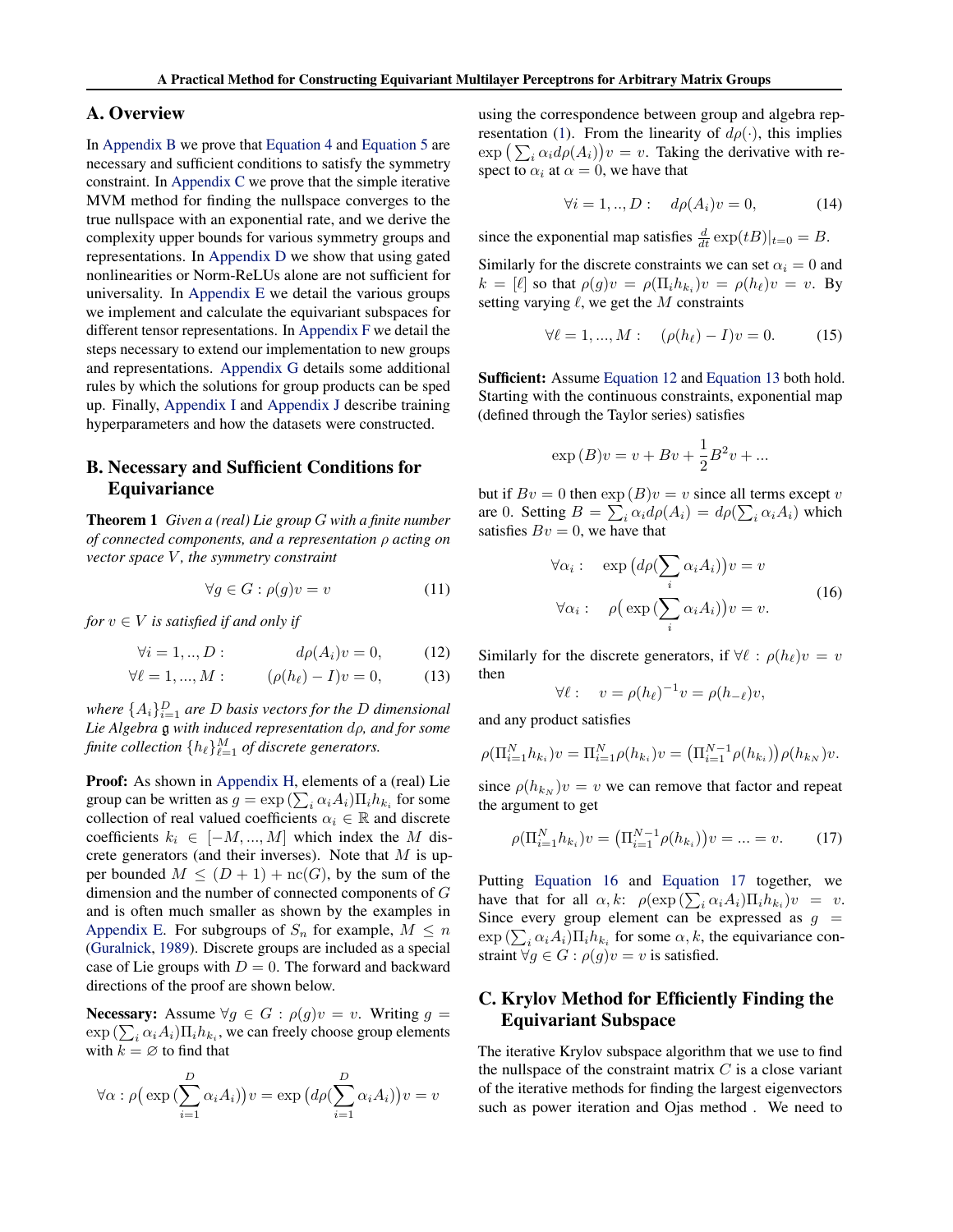## A. Overview

In Appendix B we prove that Equation 4 and Equation 5 are necessary and sufficient conditions to satisfy the symmetry constraint. In Appendix C we prove that the simple iterative MVM method for finding the nullspace converges to the true nullspace with an exponential rate, and we derive the complexity upper bounds for various symmetry groups and representations. In Appendix D we show that using gated nonlinearities or Norm-ReLUs alone are not sufficient for universality. In Appendix E we detail the various groups we implement and calculate the equivariant subspaces for different tensor representations. In Appendix F we detail the steps necessary to extend our implementation to new groups and representations. Appendix G details some additional rules by which the solutions for group products can be sped up. Finally, Appendix I and Appendix J describe training hyperparameters and how the datasets were constructed.

## B. Necessary and Sufficient Conditions for Equivariance

**Theorem 1** *Given a (real) Lie group $G$ with a finite number of connected components, and a representation $\rho$ acting on vector space $V$, the symmetry constraint*

$$\forall g \in G : \rho(g)v = v \tag{11}$$

*for $v \in V$ is satisfied if and only if*

$$\forall i = 1, .., D : \qquad d\rho(A_i)v = 0, \tag{12}$$

$$\forall \ell = 1, ..., M : \qquad (\rho(h_\ell) - I)v = 0, \tag{13}$$

*where $\{A_i\}_{i=1}^{D}$ are $D$ basis vectors for the $D$ dimensional Lie Algebra $\mathfrak{g}$ with induced representation $d\rho$, and for some finite collection $\{h_\ell\}_{\ell=1}^{M}$ of discrete generators.*

**Proof:** As shown in Appendix H, elements of a (real) Lie group can be written as $g = \exp(\sum_i \alpha_i A_i)\Pi_i h_{k_i}$ for some collection of real valued coefficients $\alpha_i \in \mathbb{R}$ and discrete coefficients $k_i \in [-M, ..., M]$ which index the $M$ discrete generators (and their inverses). Note that $M$ is upper bounded $M \leq (D+1) + \text{nc}(G)$, by the sum of the dimension and the number of connected components of $G$ and is often much smaller as shown by the examples in Appendix E. For subgroups of $S_n$ for example, $M \leq n$ (Guralnick, 1989). Discrete groups are included as a special case of Lie groups with $D = 0$. The forward and backward directions of the proof are shown below.

**Necessary:** Assume $\forall g \in G : \rho(g)v = v$. Writing $g = \exp(\sum_i \alpha_i A_i)\Pi_i h_{k_i}$, we can freely choose group elements with $k = \varnothing$ to find that

$$\forall \alpha : \rho\big(\exp(\sum_{i=1}^{D} \alpha_i A_i)\big)v = \exp\big(d\rho(\sum_{i=1}^{D} \alpha_i A_i)\big)v = v$$

using the correspondence between group and algebra representation (1). From the linearity of $d\rho(\cdot)$, this implies $\exp\big(\sum_i \alpha_i d\rho(A_i)\big)v = v$. Taking the derivative with respect to $\alpha_i$ at $\alpha = 0$, we have that

$$\forall i = 1, .., D : \quad d\rho(A_i)v = 0, \tag{14}$$

since the exponential map satisfies $\frac{d}{dt}\exp(tB)|_{t=0} = B$.

Similarly for the discrete constraints we can set $\alpha_i = 0$ and $k = [\ell]$ so that $\rho(g)v = \rho(\Pi_i h_{k_i})v = \rho(h_\ell)v = v$. By setting varying $\ell$, we get the $M$ constraints

$$\forall \ell = 1, ..., M : \quad (\rho(h_\ell) - I)v = 0. \tag{15}$$

**Sufficient:** Assume Equation 12 and Equation 13 both hold. Starting with the continuous constraints, exponential map (defined through the Taylor series) satisfies

$$\exp(B)v = v + Bv + \frac{1}{2}B^2 v + ...$$

but if $Bv = 0$ then $\exp(B)v = v$ since all terms except $v$ are 0. Setting $B = \sum_i \alpha_i d\rho(A_i) = d\rho(\sum_i \alpha_i A_i)$ which satisfies $Bv = 0$, we have that

$$\begin{aligned} \forall \alpha_i : \quad & \exp\big(d\rho(\sum_i \alpha_i A_i)\big)v = v \\ \forall \alpha_i : \quad & \rho\big(\exp(\sum_i \alpha_i A_i)\big)v = v. \end{aligned} \tag{16}$$

Similarly for the discrete generators, if $\forall \ell : \rho(h_\ell)v = v$ then

$$\forall \ell : \quad v = \rho(h_\ell)^{-1}v = \rho(h_{-\ell})v,$$

and any product satisfies

$$\rho(\Pi_{i=1}^{N} h_{k_i})v = \Pi_{i=1}^{N}\rho(h_{k_i})v = \big(\Pi_{i=1}^{N-1}\rho(h_{k_i})\big)\rho(h_{k_N})v.$$

since $\rho(h_{k_N})v = v$ we can remove that factor and repeat the argument to get

$$\rho(\Pi_{i=1}^{N} h_{k_i})v = \big(\Pi_{i=1}^{N-1}\rho(h_{k_i})\big)v = ... = v. \tag{17}$$

Putting Equation 16 and Equation 17 together, we have that for all $\alpha, k$: $\rho(\exp(\sum_i \alpha_i A_i)\Pi_i h_{k_i})v = v$. Since every group element can be expressed as $g = \exp(\sum_i \alpha_i A_i)\Pi_i h_{k_i}$ for some $\alpha, k$, the equivariance constraint $\forall g \in G : \rho(g)v = v$ is satisfied.

## C. Krylov Method for Efficiently Finding the Equivariant Subspace

The iterative Krylov subspace algorithm that we use to find the nullspace of the constraint matrix $C$ is a close variant of the iterative methods for finding the largest eigenvectors such as power iteration and Ojas method . We need to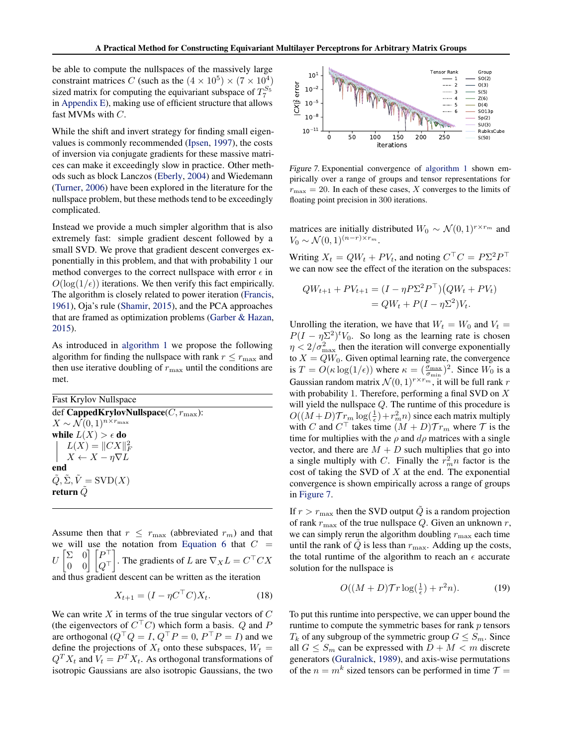be able to compute the nullspaces of the massively large constraint matrices $C$ (such as the $(4 \times 10^5) \times (7 \times 10^4)$ sized matrix for computing the equivariant subspace of $T_7^{S_5}$ in Appendix E), making use of efficient structure that allows fast MVMs with $C$.

While the shift and invert strategy for finding small eigenvalues is commonly recommended (Ipsen, 1997), the costs of inversion via conjugate gradients for these massive matrices can make it exceedingly slow in practice. Other methods such as block Lanczos (Eberly, 2004) and Wiedemann (Turner, 2006) have been explored in the literature for the nullspace problem, but these methods tend to be exceedingly complicated.

Instead we provide a much simpler algorithm that is also extremely fast: simple gradient descent followed by a small SVD. We prove that gradient descent converges exponentially in this problem, and that with probability 1 our method converges to the correct nullspace with error $\epsilon$ in $O(\log(1/\epsilon))$ iterations. We then verify this fact empirically. The algorithm is closely related to power iteration (Francis, 1961), Oja's rule (Shamir, 2015), and the PCA approaches that are framed as optimization problems (Garber & Hazan, 2015).

As introduced in algorithm 1 we propose the following algorithm for finding the nullspace with rank $r \leq r_{\max}$ and then use iterative doubling of $r_{\max}$ until the conditions are met.

**Fast Krylov Nullspace**

def **CappedKrylovNullspace**($C, r_{\max}$):
$X \sim \mathcal{N}(0,1)^{n \times r_{\max}}$
**while** $L(X) > \epsilon$ **do**
  $L(X) = \|CX\|_F^2$
  $X \leftarrow X - \eta \nabla L$
**end**
$\tilde{Q}, \tilde{\Sigma}, \tilde{V} = \mathrm{SVD}(X)$
**return** $\tilde{Q}$

Assume then that $r \leq r_{\max}$ (abbreviated $r_m$) and that we will use the notation from Equation 6 that $C = U \begin{bmatrix} \Sigma & 0 \\ 0 & 0 \end{bmatrix} \begin{bmatrix} P^\top \\ Q^\top \end{bmatrix}$. The gradients of $L$ are $\nabla_X L = C^\top C X$ and thus gradient descent can be written as the iteration

$$X_{t+1} = (I - \eta C^\top C) X_t. \tag{18}$$

We can write $X$ in terms of the true singular vectors of $C$ (the eigenvectors of $C^\top C$) which form a basis. $Q$ and $P$ are orthogonal ($Q^\top Q = I$, $Q^\top P = 0$, $P^\top P = I$) and we define the projections of $X_t$ onto these subspaces, $W_t = Q^T X_t$ and $V_t = P^T X_t$. As orthogonal transformations of isotropic Gaussians are also isotropic Gaussians, the two matrices are initially distributed $W_0 \sim \mathcal{N}(0,1)^{r \times r_m}$ and $V_0 \sim \mathcal{N}(0,1)^{(n-r) \times r_m}$.

Figure 7. Exponential convergence of algorithm 1 shown empirically over a range of groups and tensor representations for $r_{\max} = 20$. In each of these cases, $X$ converges to the limits of floating point precision in 300 iterations.

Writing $X_t = QW_t + PV_t$, and noting $C^\top C = P \Sigma^2 P^\top$ we can now see the effect of the iteration on the subspaces:

$$\begin{aligned} QW_{t+1} + PV_{t+1} &= (I - \eta P \Sigma^2 P^\top)\big(QW_t + PV_t\big) \\ &= QW_t + P(I - \eta \Sigma^2) V_t. \end{aligned}$$

Unrolling the iteration, we have that $W_t = W_0$ and $V_t = P(I - \eta\Sigma^2)^t V_0$. So long as the learning rate is chosen $\eta < 2/\sigma_{\max}^2$ then the iteration will converge exponentially to $X = QW_0$. Given optimal learning rate, the convergence is $T = O(\kappa \log(1/\epsilon))$ where $\kappa = (\frac{\sigma_{\max}}{\sigma_{\min}})^2$. Since $W_0$ is a Gaussian random matrix $\mathcal{N}(0,1)^{r \times r_m}$, it will be full rank $r$ with probability 1. Therefore, performing a final SVD on $X$ will yield the nullspace $Q$. The runtime of this procedure is $O((M+D)\mathcal{T} r_m \log(\frac{1}{\epsilon}) + r_m^2 n)$ since each matrix multiply with $C$ and $C^\top$ takes time $(M+D)\mathcal{T} r_m$ where $\mathcal{T}$ is the time for multiplies with the $\rho$ and $d\rho$ matrices with a single vector, and there are $M+D$ such multiplies that go into a single multiply with $C$. Finally the $r_m^2 n$ factor is the cost of taking the SVD of $X$ at the end. The exponential convergence is shown empirically across a range of groups in Figure 7.

If $r > r_{\max}$ then the SVD output $\tilde{Q}$ is a random projection of rank $r_{\max}$ of the true nullspace $Q$. Given an unknown $r$, we can simply rerun the algorithm doubling $r_{\max}$ each time until the rank of $\tilde{Q}$ is less than $r_{\max}$. Adding up the costs, the total runtime of the algorithm to reach an $\epsilon$ accurate solution for the nullspace is

$$O((M+D)\mathcal{T} r \log(\tfrac{1}{\epsilon}) + r^2 n). \tag{19}$$

To put this runtime into perspective, we can upper bound the runtime to compute the symmetric bases for rank $p$ tensors $T_k$ of any subgroup of the symmetric group $G \leq S_m$. Since all $G \leq S_m$ can be expressed with $D + M < m$ discrete generators (Guralnick, 1989), and axis-wise permutations of the $n = m^k$ sized tensors can be performed in time $\mathcal{T} =$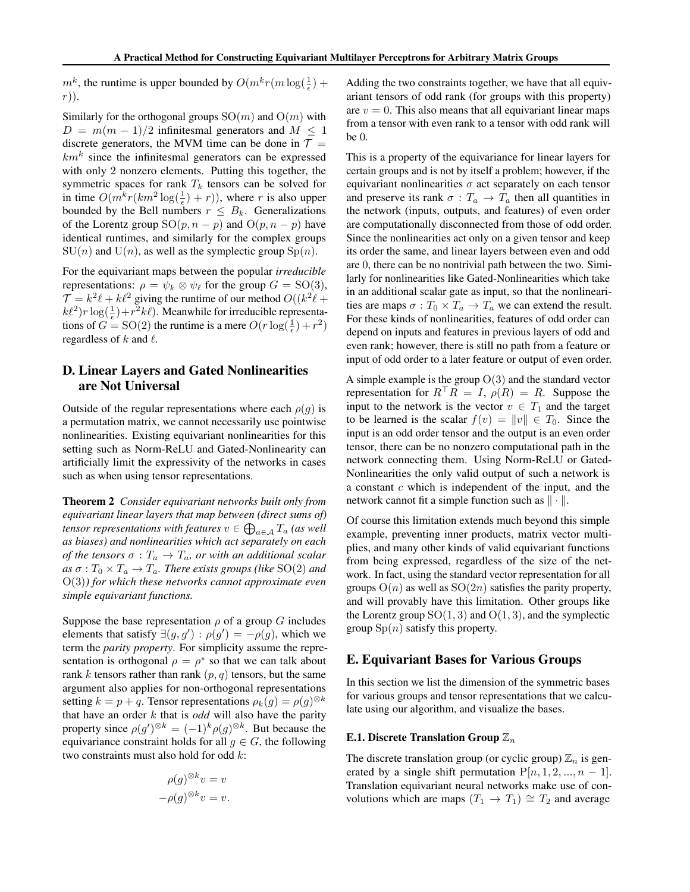$m^k$, the runtime is upper bounded by $O(m^k r(m \log(\frac{1}{\epsilon}) + r))$.

Similarly for the orthogonal groups $\mathrm{SO}(m)$ and $\mathrm{O}(m)$ with $D = m(m-1)/2$ infinitesmal generators and $M \leq 1$ discrete generators, the MVM time can be done in $\mathcal{T} = km^k$ since the infinitesmal generators can be expressed with only 2 nonzero elements. Putting this together, the symmetric spaces for rank $T_k$ tensors can be solved for in time $O(m^k r(km^2 \log(\frac{1}{\epsilon}) + r))$, where $r$ is also upper bounded by the Bell numbers $r \leq B_k$. Generalizations of the Lorentz group $\mathrm{SO}(p, n-p)$ and $\mathrm{O}(p, n-p)$ have identical runtimes, and similarly for the complex groups $\mathrm{SU}(n)$ and $\mathrm{U}(n)$, as well as the symplectic group $\mathrm{Sp}(n)$.

For the equivariant maps between the popular *irreducible* representations: $\rho = \psi_k \otimes \psi_\ell$ for the group $G = \mathrm{SO}(3)$, $\mathcal{T} = k^2\ell + k\ell^2$ giving the runtime of our method $O((k^2\ell + k\ell^2) r \log(\frac{1}{\epsilon}) + r^2 k\ell)$. Meanwhile for irreducible representations of $G = \mathrm{SO}(2)$ the runtime is a mere $O(r \log(\frac{1}{\epsilon}) + r^2)$ regardless of $k$ and $\ell$.

## D. Linear Layers and Gated Nonlinearities are Not Universal

Outside of the regular representations where each $\rho(g)$ is a permutation matrix, we cannot necessarily use pointwise nonlinearities. Existing equivariant nonlinearities for this setting such as Norm-ReLU and Gated-Nonlinearity can artificially limit the expressivity of the networks in cases such as when using tensor representations.

**Theorem 2** *Consider equivariant networks built only from equivariant linear layers that map between (direct sums of) tensor representations with features $v \in \bigoplus_{a \in \mathcal{A}} T_a$ (as well as biases) and nonlinearities which act separately on each of the tensors $\sigma : T_a \to T_a$, or with an additional scalar as $\sigma : T_0 \times T_a \to T_a$. There exists groups (like $\mathrm{SO}(2)$ and $\mathrm{O}(3)$) for which these networks cannot approximate even simple equivariant functions.*

Suppose the base representation $\rho$ of a group $G$ includes elements that satisfy $\exists(g, g') : \rho(g') = -\rho(g)$, which we term the *parity property*. For simplicity assume the representation is orthogonal $\rho = \rho^*$ so that we can talk about rank $k$ tensors rather than rank $(p, q)$ tensors, but the same argument also applies for non-orthogonal representations setting $k = p + q$. Tensor representations $\rho_k(g) = \rho(g)^{\otimes k}$ that have an order $k$ that is *odd* will also have the parity property since $\rho(g')^{\otimes k} = (-1)^k \rho(g)^{\otimes k}$. But because the equivariance constraint holds for all $g \in G$, the following two constraints must also hold for odd $k$:

$$\rho(g)^{\otimes k} v = v$$
$$-\rho(g)^{\otimes k} v = v.$$

Adding the two constraints together, we have that all equivariant tensors of odd rank (for groups with this property) are $v = 0$. This also means that all equivariant linear maps from a tensor with even rank to a tensor with odd rank will be 0.

This is a property of the equivariance for linear layers for certain groups and is not by itself a problem; however, if the equivariant nonlinearities $\sigma$ act separately on each tensor and preserve its rank $\sigma : T_a \to T_a$ then all quantities in the network (inputs, outputs, and features) of even order are computationally disconnected from those of odd order. Since the nonlinearities act only on a given tensor and keep its order the same, and linear layers between even and odd are 0, there can be no nontrivial path between the two. Similarly for nonlinearities like Gated-Nonlinearities which take in an additional scalar gate as input, so that the nonlinearities are maps $\sigma : T_0 \times T_a \to T_a$ we can extend the result. For these kinds of nonlinearities, features of odd order can depend on inputs and features in previous layers of odd and even rank; however, there is still no path from a feature or input of odd order to a later feature or output of even order.

A simple example is the group $\mathrm{O}(3)$ and the standard vector representation for $R^\top R = I$, $\rho(R) = R$. Suppose the input to the network is the vector $v \in T_1$ and the target to be learned is the scalar $f(v) = \|v\| \in T_0$. Since the input is an odd order tensor and the output is an even order tensor, there can be no nonzero computational path in the network connecting them. Using Norm-ReLU or Gated-Nonlinearities the only valid output of such a network is a constant $c$ which is independent of the input, and the network cannot fit a simple function such as $\|\cdot\|$.

Of course this limitation extends much beyond this simple example, preventing inner products, matrix vector multiplies, and many other kinds of valid equivariant functions from being expressed, regardless of the size of the network. In fact, using the standard vector representation for all groups $\mathrm{O}(n)$ as well as $\mathrm{SO}(2n)$ satisfies the parity property, and will provably have this limitation. Other groups like the Lorentz group $\mathrm{SO}(1, 3)$ and $\mathrm{O}(1, 3)$, and the symplectic group $\mathrm{Sp}(n)$ satisfy this property.

## E. Equivariant Bases for Various Groups

In this section we list the dimension of the symmetric bases for various groups and tensor representations that we calculate using our algorithm, and visualize the bases.

### E.1. Discrete Translation Group $\mathbb{Z}_n$

The discrete translation group (or cyclic group) $\mathbb{Z}_n$ is generated by a single shift permutation $\mathrm{P}[n, 1, 2, ..., n-1]$. Translation equivariant neural networks make use of convolutions which are maps $(T_1 \to T_1) \cong T_2$ and average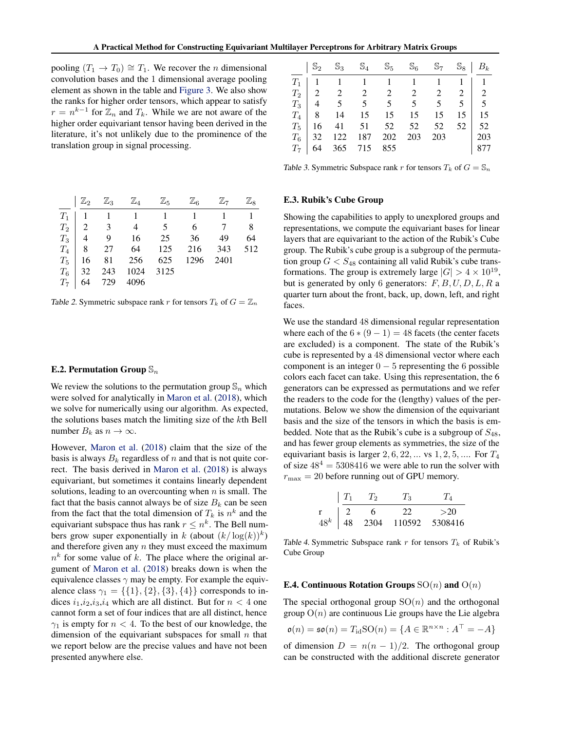pooling ($T_1 \to T_0$) $\cong T_1$. We recover the $n$ dimensional convolution bases and the 1 dimensional average pooling element as shown in the table and Figure 3. We also show the ranks for higher order tensors, which appear to satisfy $r = n^{k-1}$ for $\mathbb{Z}_n$ and $T_k$. While we are not aware of the higher order equivariant tensor having been derived in the literature, it's not unlikely due to the prominence of the translation group in signal processing.

| | $\mathbb{Z}_2$ | $\mathbb{Z}_3$ | $\mathbb{Z}_4$ | $\mathbb{Z}_5$ | $\mathbb{Z}_6$ | $\mathbb{Z}_7$ | $\mathbb{Z}_8$ |
|---|---|---|---|---|---|---|---|
| $T_1$ | 1 | 1 | 1 | 1 | 1 | 1 | 1 |
| $T_2$ | 2 | 3 | 4 | 5 | 6 | 7 | 8 |
| $T_3$ | 4 | 9 | 16 | 25 | 36 | 49 | 64 |
| $T_4$ | 8 | 27 | 64 | 125 | 216 | 343 | 512 |
| $T_5$ | 16 | 81 | 256 | 625 | 1296 | 2401 | |
| $T_6$ | 32 | 243 | 1024 | 3125 | | | |
| $T_7$ | 64 | 729 | 4096 | | | | |

Table 2. Symmetric subspace rank $r$ for tensors $T_k$ of $G = \mathbb{Z}_n$

### E.2. Permutation Group $\mathbb{S}_n$

We review the solutions to the permutation group $\mathbb{S}_n$ which were solved for analytically in Maron et al. (2018), which we solve for numerically using our algorithm. As expected, the solutions bases match the limiting size of the $k$th Bell number $B_k$ as $n \to \infty$.

However, Maron et al. (2018) claim that the size of the basis is always $B_k$ regardless of $n$ and that is not quite correct. The basis derived in Maron et al. (2018) is always equivariant, but sometimes it contains linearly dependent solutions, leading to an overcounting when $n$ is small. The fact that the basis cannot always be of size $B_k$ can be seen from the fact that the total dimension of $T_k$ is $n^k$ and the equivariant subspace thus has rank $r \leq n^k$. The Bell numbers grow super exponentially in $k$ (about $(k/\log(k))^k$) and therefore given any $n$ they must exceed the maximum $n^k$ for some value of $k$. The place where the original argument of Maron et al. (2018) breaks down is when the equivalence classes $\gamma$ may be empty. For example the equivalence class $\gamma_1 = \{\{1\}, \{2\}, \{3\}, \{4\}\}$ corresponds to indices $i_1$,$i_2$,$i_3$,$i_4$ which are all distinct. But for $n < 4$ one cannot form a set of four indices that are all distinct, hence $\gamma_1$ is empty for $n < 4$. To the best of our knowledge, the dimension of the equivariant subspaces for small $n$ that we report below are the precise values and have not been presented anywhere else.

| | $\mathbb{S}_2$ | $\mathbb{S}_3$ | $\mathbb{S}_4$ | $\mathbb{S}_5$ | $\mathbb{S}_6$ | $\mathbb{S}_7$ | $\mathbb{S}_8$ | $B_k$ |
|---|---|---|---|---|---|---|---|---|
| $T_1$ | 1 | 1 | 1 | 1 | 1 | 1 | 1 | 1 |
| $T_2$ | 2 | 2 | 2 | 2 | 2 | 2 | 2 | 2 |
| $T_3$ | 4 | 5 | 5 | 5 | 5 | 5 | 5 | 5 |
| $T_4$ | 8 | 14 | 15 | 15 | 15 | 15 | 15 | 15 |
| $T_5$ | 16 | 41 | 51 | 52 | 52 | 52 | 52 | 52 |
| $T_6$ | 32 | 122 | 187 | 202 | 203 | 203 | | 203 |
| $T_7$ | 64 | 365 | 715 | 855 | | | | 877 |

Table 3. Symmetric Subspace rank $r$ for tensors $T_k$ of $G = \mathbb{S}_n$

### E.3. Rubik's Cube Group

Showing the capabilities to apply to unexplored groups and representations, we compute the equivariant bases for linear layers that are equivariant to the action of the Rubik's Cube group. The Rubik's cube group is a subgroup of the permutation group $G < S_{48}$ containing all valid Rubik's cube transformations. The group is extremely large $|G| > 4 \times 10^{19}$, but is generated by only 6 generators: $F, B, U, D, L, R$ a quarter turn about the front, back, up, down, left, and right faces.

We use the standard 48 dimensional regular representation where each of the $6 * (9 - 1) = 48$ facets (the center facets are excluded) is a component. The state of the Rubik's cube is represented by a 48 dimensional vector where each component is an integer $0 - 5$ representing the 6 possible colors each facet can take. Using this representation, the 6 generators can be expressed as permutations and we refer the readers to the code for the (lengthy) values of the permutations. Below we show the dimension of the equivariant basis and the size of the tensors in which the basis is embedded. Note that as the Rubik's cube is a subgroup of $S_{48}$, and has fewer group elements as symmetries, the size of the equivariant basis is larger $2, 6, 22, ...$ vs $1, 2, 5, ...$. For $T_4$ of size $48^4 = 5308416$ we were able to run the solver with $r_{\max} = 20$ before running out of GPU memory.

| | $T_1$ | $T_2$ | $T_3$ | $T_4$ |
|---|---|---|---|---|
| r | 2 | 6 | 22 | >20 |
| $48^k$ | 48 | 2304 | 110592 | 5308416 |

Table 4. Symmetric Subspace rank $r$ for tensors $T_k$ of Rubik's Cube Group

### E.4. Continuous Rotation Groups $\mathrm{SO}(n)$ and $\mathrm{O}(n)$

The special orthogonal group $\mathrm{SO}(n)$ and the orthogonal group $\mathrm{O}(n)$ are continuous Lie groups have the Lie algebra

$$\mathfrak{o}(n) = \mathfrak{so}(n) = T_{\mathrm{id}}\mathrm{SO}(n) = \{A \in \mathbb{R}^{n \times n} : A^\top = -A\}$$

of dimension $D = n(n-1)/2$. The orthogonal group can be constructed with the additional discrete generator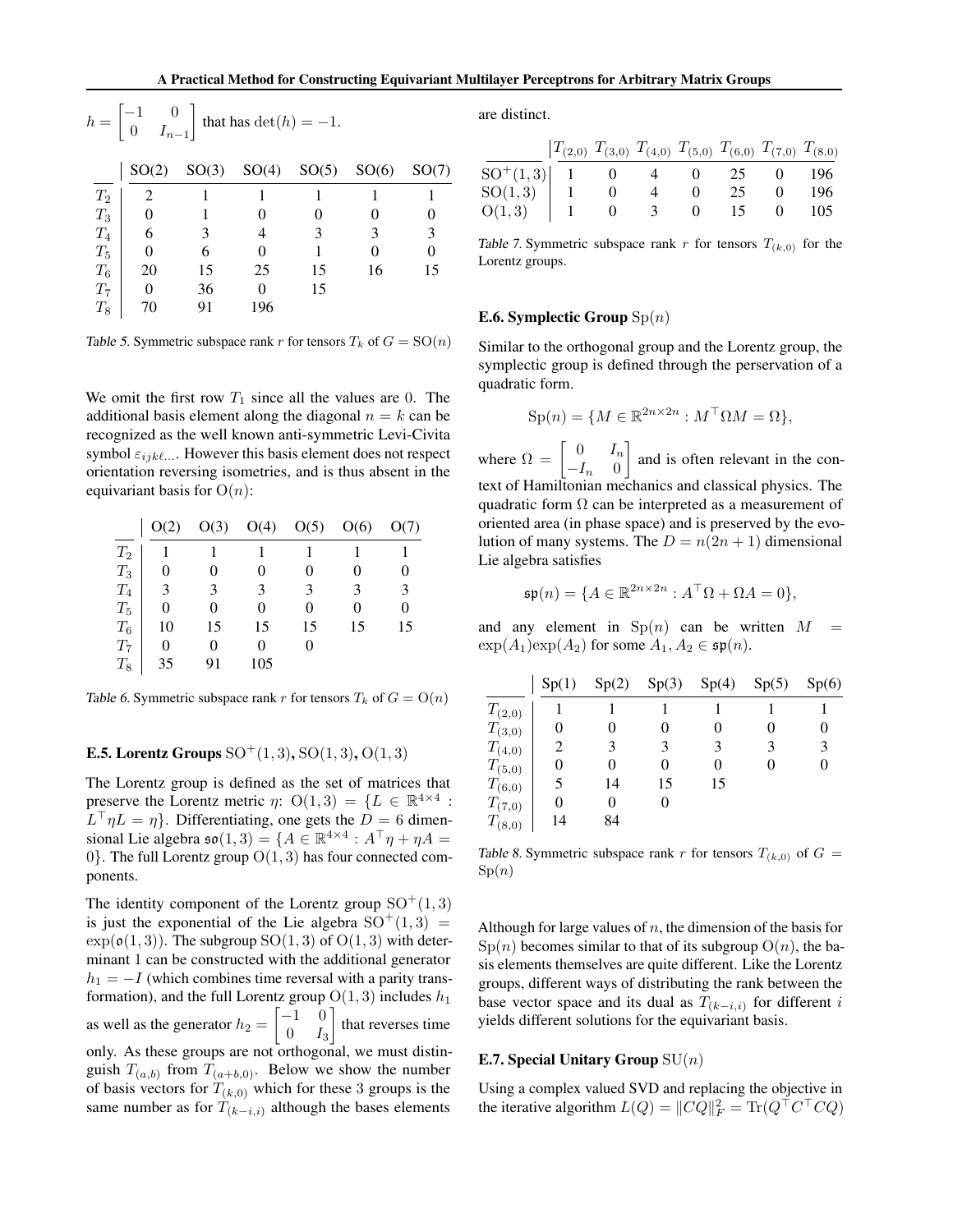$h = \begin{bmatrix} -1 & 0 \\ 0 & I_{n-1} \end{bmatrix}$ that has $\det(h) = -1$.

| | SO(2) | SO(3) | SO(4) | SO(5) | SO(6) | SO(7) |
|---|---|---|---|---|---|---|
| $T_2$ | 2 | 1 | 1 | 1 | 1 | 1 |
| $T_3$ | 0 | 1 | 0 | 0 | 0 | 0 |
| $T_4$ | 6 | 3 | 4 | 3 | 3 | 3 |
| $T_5$ | 0 | 6 | 0 | 1 | 0 | 0 |
| $T_6$ | 20 | 15 | 25 | 15 | 16 | 15 |
| $T_7$ | 0 | 36 | 0 | 15 | | |
| $T_8$ | 70 | 91 | 196 | | | |

Table 5. Symmetric subspace rank $r$ for tensors $T_k$ of $G = \mathrm{SO}(n)$

We omit the first row $T_1$ since all the values are 0. The additional basis element along the diagonal $n = k$ can be recognized as the well known anti-symmetric Levi-Civita symbol $\varepsilon_{ijk\ell\ldots}$. However this basis element does not respect orientation reversing isometries, and is thus absent in the equivariant basis for $\mathrm{O}(n)$:

| | O(2) | O(3) | O(4) | O(5) | O(6) | O(7) |
|---|---|---|---|---|---|---|
| $T_2$ | 1 | 1 | 1 | 1 | 1 | 1 |
| $T_3$ | 0 | 0 | 0 | 0 | 0 | 0 |
| $T_4$ | 3 | 3 | 3 | 3 | 3 | 3 |
| $T_5$ | 0 | 0 | 0 | 0 | 0 | 0 |
| $T_6$ | 10 | 15 | 15 | 15 | 15 | 15 |
| $T_7$ | 0 | 0 | 0 | 0 | | |
| $T_8$ | 35 | 91 | 105 | | | |

Table 6. Symmetric subspace rank $r$ for tensors $T_k$ of $G = \mathrm{O}(n)$

### E.5. Lorentz Groups $\mathrm{SO}^+(1,3)$, $\mathrm{SO}(1,3)$, $\mathrm{O}(1,3)$

The Lorentz group is defined as the set of matrices that preserve the Lorentz metric $\eta$: $\mathrm{O}(1,3) = \{L \in \mathbb{R}^{4\times 4} : L^\top \eta L = \eta\}$. Differentiating, one gets the $D = 6$ dimensional Lie algebra $\mathfrak{so}(1,3) = \{A \in \mathbb{R}^{4\times 4} : A^\top \eta + \eta A = 0\}$. The full Lorentz group $\mathrm{O}(1,3)$ has four connected components.

The identity component of the Lorentz group $\mathrm{SO}^+(1,3)$ is just the exponential of the Lie algebra $\mathrm{SO}^+(1,3) = \exp(\mathfrak{o}(1,3))$. The subgroup $\mathrm{SO}(1,3)$ of $\mathrm{O}(1,3)$ with determinant 1 can be constructed with the additional generator $h_1 = -I$ (which combines time reversal with a parity transformation), and the full Lorentz group $\mathrm{O}(1,3)$ includes $h_1$ as well as the generator $h_2 = \begin{bmatrix} -1 & 0 \\ 0 & I_3 \end{bmatrix}$ that reverses time only. As these groups are not orthogonal, we must distinguish $T_{(a,b)}$ from $T_{(a+b,0)}$. Below we show the number of basis vectors for $T_{(k,0)}$ which for these 3 groups is the same number as for $T_{(k-i,i)}$ although the bases elements are distinct.

| | $T_{(2,0)}$ | $T_{(3,0)}$ | $T_{(4,0)}$ | $T_{(5,0)}$ | $T_{(6,0)}$ | $T_{(7,0)}$ | $T_{(8,0)}$ |
|---|---|---|---|---|---|---|---|
| $\mathrm{SO}^+(1,3)$ | 1 | 0 | 4 | 0 | 25 | 0 | 196 |
| $\mathrm{SO}(1,3)$ | 1 | 0 | 4 | 0 | 25 | 0 | 196 |
| $\mathrm{O}(1,3)$ | 1 | 0 | 3 | 0 | 15 | 0 | 105 |

Table 7. Symmetric subspace rank $r$ for tensors $T_{(k,0)}$ for the Lorentz groups.

### E.6. Symplectic Group $\mathrm{Sp}(n)$

Similar to the orthogonal group and the Lorentz group, the symplectic group is defined through the perservation of a quadratic form.

$$\mathrm{Sp}(n) = \{M \in \mathbb{R}^{2n\times 2n} : M^\top \Omega M = \Omega\},$$

where $\Omega = \begin{bmatrix} 0 & I_n \\ -I_n & 0 \end{bmatrix}$ and is often relevant in the context of Hamiltonian mechanics and classical physics. The quadratic form $\Omega$ can be interpreted as a measurement of oriented area (in phase space) and is preserved by the evolution of many systems. The $D = n(2n+1)$ dimensional Lie algebra satisfies

$$\mathfrak{sp}(n) = \{A \in \mathbb{R}^{2n\times 2n} : A^\top \Omega + \Omega A = 0\},$$

and any element in $\mathrm{Sp}(n)$ can be written $M = \exp(A_1)\exp(A_2)$ for some $A_1, A_2 \in \mathfrak{sp}(n)$.

| | Sp(1) | Sp(2) | Sp(3) | Sp(4) | Sp(5) | Sp(6) |
|---|---|---|---|---|---|---|
| $T_{(2,0)}$ | 1 | 1 | 1 | 1 | 1 | 1 |
| $T_{(3,0)}$ | 0 | 0 | 0 | 0 | 0 | 0 |
| $T_{(4,0)}$ | 2 | 3 | 3 | 3 | 3 | 3 |
| $T_{(5,0)}$ | 0 | 0 | 0 | 0 | 0 | 0 |
| $T_{(6,0)}$ | 5 | 14 | 15 | 15 | | |
| $T_{(7,0)}$ | 0 | 0 | 0 | | | |
| $T_{(8,0)}$ | 14 | 84 | | | | |

Table 8. Symmetric subspace rank $r$ for tensors $T_{(k,0)}$ of $G = \mathrm{Sp}(n)$

Although for large values of $n$, the dimension of the basis for $\mathrm{Sp}(n)$ becomes similar to that of its subgroup $\mathrm{O}(n)$, the basis elements themselves are quite different. Like the Lorentz groups, different ways of distributing the rank between the base vector space and its dual as $T_{(k-i,i)}$ for different $i$ yields different solutions for the equivariant basis.

### E.7. Special Unitary Group $\mathrm{SU}(n)$

Using a complex valued SVD and replacing the objective in the iterative algorithm $L(Q) = \|CQ\|_F^2 = \mathrm{Tr}(Q^\top C^\top CQ)$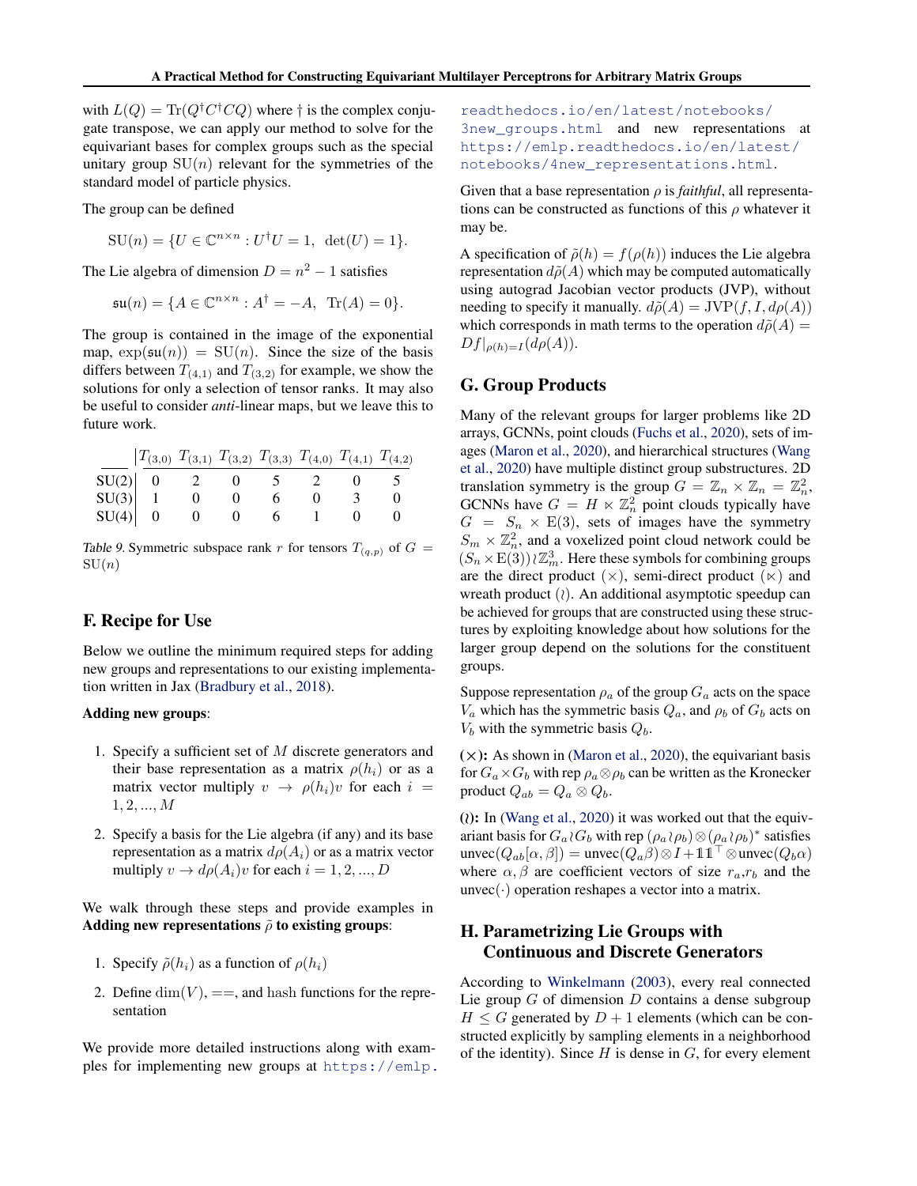with $L(Q) = \text{Tr}(Q^\dagger C^\dagger CQ)$ where $\dagger$ is the complex conjugate transpose, we can apply our method to solve for the equivariant bases for complex groups such as the special unitary group $\text{SU}(n)$ relevant for the symmetries of the standard model of particle physics.

The group can be defined

$$\text{SU}(n) = \{U \in \mathbb{C}^{n\times n} : U^\dagger U = 1,\ \det(U) = 1\}.$$

The Lie algebra of dimension $D = n^2 - 1$ satisfies

$$\mathfrak{su}(n) = \{A \in \mathbb{C}^{n\times n} : A^\dagger = -A,\ \text{Tr}(A) = 0\}.$$

The group is contained in the image of the exponential map, $\exp(\mathfrak{su}(n)) = \text{SU}(n)$. Since the size of the basis differs between $T_{(4,1)}$ and $T_{(3,2)}$ for example, we show the solutions for only a selection of tensor ranks. It may also be useful to consider *anti*-linear maps, but we leave this to future work.

| | $T_{(3,0)}$ | $T_{(3,1)}$ | $T_{(3,2)}$ | $T_{(3,3)}$ | $T_{(4,0)}$ | $T_{(4,1)}$ | $T_{(4,2)}$ |
|---|---|---|---|---|---|---|---|
| SU(2) | 0 | 2 | 0 | 5 | 2 | 0 | 5 |
| SU(3) | 1 | 0 | 0 | 6 | 0 | 3 | 0 |
| SU(4) | 0 | 0 | 0 | 6 | 1 | 0 | 0 |

Table 9. Symmetric subspace rank $r$ for tensors $T_{(q,p)}$ of $G = \text{SU}(n)$

## F. Recipe for Use

Below we outline the minimum required steps for adding new groups and representations to our existing implementation written in Jax (Bradbury et al., 2018).

**Adding new groups**:

1. Specify a sufficient set of $M$ discrete generators and their base representation as a matrix $\rho(h_i)$ or as a matrix vector multiply $v \to \rho(h_i)v$ for each $i = 1, 2, ..., M$
2. Specify a basis for the Lie algebra (if any) and its base representation as a matrix $d\rho(A_i)$ or as a matrix vector multiply $v \to d\rho(A_i)v$ for each $i = 1, 2, ..., D$

We walk through these steps and provide examples in **Adding new representations $\tilde{\rho}$ to existing groups**:

1. Specify $\tilde{\rho}(h_i)$ as a function of $\rho(h_i)$
2. Define $\dim(V)$, $==$, and hash functions for the representation

We provide more detailed instructions along with examples for implementing new groups at https://emlp.readthedocs.io/en/latest/notebooks/3new_groups.html and new representations at https://emlp.readthedocs.io/en/latest/notebooks/4new_representations.html.

Given that a base representation $\rho$ is *faithful*, all representations can be constructed as functions of this $\rho$ whatever it may be.

A specification of $\tilde{\rho}(h) = f(\rho(h))$ induces the Lie algebra representation $d\tilde{\rho}(A)$ which may be computed automatically using autograd Jacobian vector products (JVP), without needing to specify it manually. $d\tilde{\rho}(A) = \text{JVP}(f, I, d\rho(A))$ which corresponds in math terms to the operation $d\tilde{\rho}(A) = Df|_{\rho(h)=I}(d\rho(A))$.

## G. Group Products

Many of the relevant groups for larger problems like 2D arrays, GCNNs, point clouds (Fuchs et al., 2020), sets of images (Maron et al., 2020), and hierarchical structures (Wang et al., 2020) have multiple distinct group substructures. 2D translation symmetry is the group $G = \mathbb{Z}_n \times \mathbb{Z}_n = \mathbb{Z}_n^2$, GCNNs have $G = H \ltimes \mathbb{Z}_n^2$ point clouds typically have $G = S_n \times \text{E}(3)$, sets of images have the symmetry $S_m \times \mathbb{Z}_n^2$, and a voxelized point cloud network could be $(S_n \times \text{E}(3)) \wr \mathbb{Z}_m^3$. Here these symbols for combining groups are the direct product ($\times$), semi-direct product ($\ltimes$) and wreath product ($\wr$). An additional asymptotic speedup can be achieved for groups that are constructed using these structures by exploiting knowledge about how solutions for the larger group depend on the solutions for the constituent groups.

Suppose representation $\rho_a$ of the group $G_a$ acts on the space $V_a$ which has the symmetric basis $Q_a$, and $\rho_b$ of $G_b$ acts on $V_b$ with the symmetric basis $Q_b$.

**($\times$):** As shown in (Maron et al., 2020), the equivariant basis for $G_a \times G_b$ with rep $\rho_a \otimes \rho_b$ can be written as the Kronecker product $Q_{ab} = Q_a \otimes Q_b$.

**($\wr$):** In (Wang et al., 2020) it was worked out that the equivariant basis for $G_a \wr G_b$ with rep $(\rho_a \wr \rho_b) \otimes (\rho_a \wr \rho_b)^*$ satisfies $\text{unvec}(Q_{ab}[\alpha, \beta]) = \text{unvec}(Q_a \beta) \otimes I + \mathbb{1}\mathbb{1}^\top \otimes \text{unvec}(Q_b \alpha)$ where $\alpha, \beta$ are coefficient vectors of size $r_a$,$r_b$ and the $\text{unvec}(\cdot)$ operation reshapes a vector into a matrix.

## H. Parametrizing Lie Groups with Continuous and Discrete Generators

According to Winkelmann (2003), every real connected Lie group $G$ of dimension $D$ contains a dense subgroup $H \leq G$ generated by $D + 1$ elements (which can be constructed explicitly by sampling elements in a neighborhood of the identity). Since $H$ is dense in $G$, for every element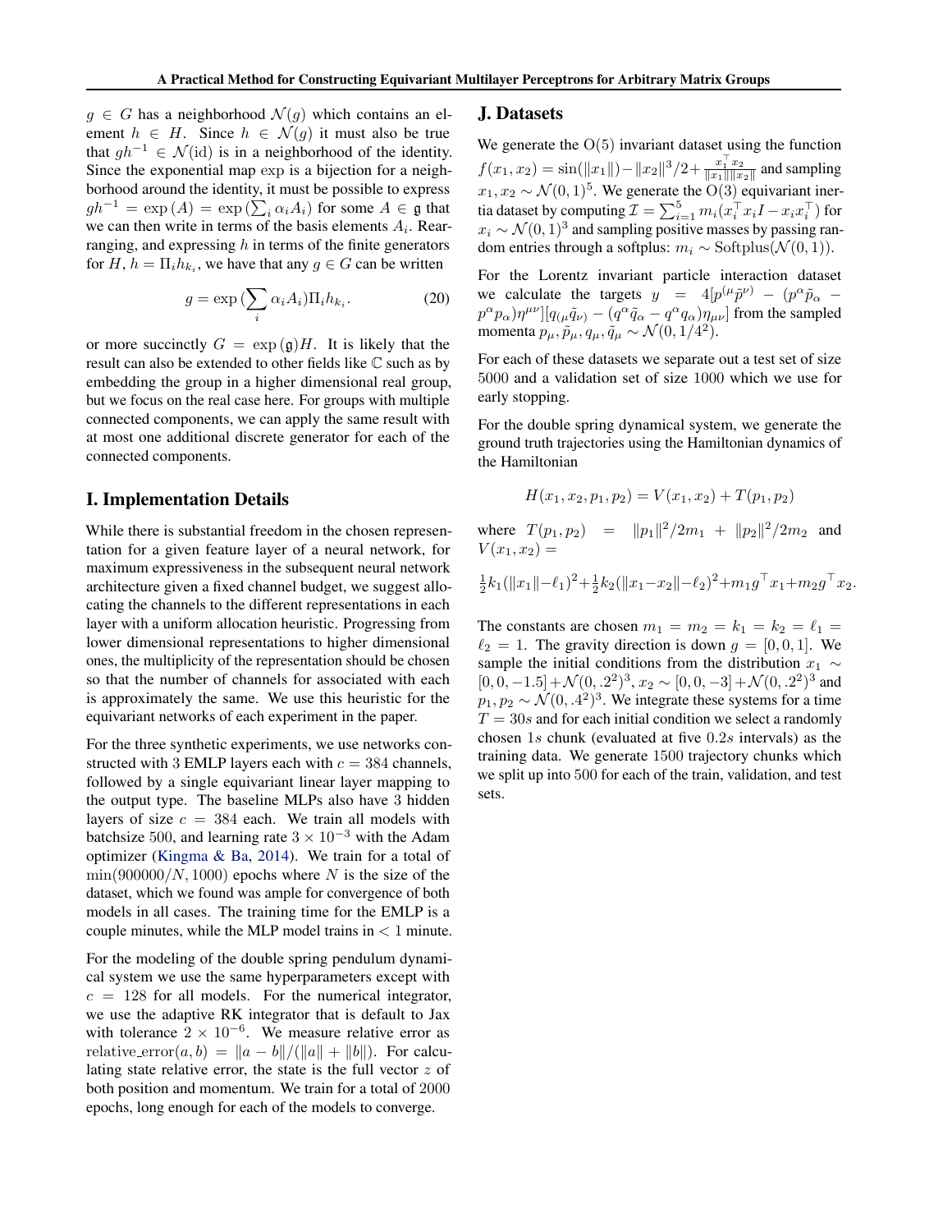$g \in G$ has a neighborhood $\mathcal{N}(g)$ which contains an element $h \in H$. Since $h \in \mathcal{N}(g)$ it must also be true that $gh^{-1} \in \mathcal{N}(\mathrm{id})$ is in a neighborhood of the identity. Since the exponential map $\exp$ is a bijection for a neighborhood around the identity, it must be possible to express $gh^{-1} = \exp(A) = \exp(\sum_i \alpha_i A_i)$ for some $A \in \mathfrak{g}$ that we can then write in terms of the basis elements $A_i$. Rearranging, and expressing $h$ in terms of the finite generators for $H$, $h = \Pi_i h_{k_i}$, we have that any $g \in G$ can be written

$$g = \exp\big(\sum_i \alpha_i A_i\big)\Pi_i h_{k_i}. \tag{20}$$

or more succinctly $G = \exp(\mathfrak{g})H$. It is likely that the result can also be extended to other fields like $\mathbb{C}$ such as by embedding the group in a higher dimensional real group, but we focus on the real case here. For groups with multiple connected components, we can apply the same result with at most one additional discrete generator for each of the connected components.

## I. Implementation Details

While there is substantial freedom in the chosen representation for a given feature layer of a neural network, for maximum expressiveness in the subsequent neural network architecture given a fixed channel budget, we suggest allocating the channels to the different representations in each layer with a uniform allocation heuristic. Progressing from lower dimensional representations to higher dimensional ones, the multiplicity of the representation should be chosen so that the number of channels for associated with each is approximately the same. We use this heuristic for the equivariant networks of each experiment in the paper.

For the three synthetic experiments, we use networks constructed with 3 EMLP layers each with $c = 384$ channels, followed by a single equivariant linear layer mapping to the output type. The baseline MLPs also have 3 hidden layers of size $c = 384$ each. We train all models with batchsize 500, and learning rate $3 \times 10^{-3}$ with the Adam optimizer (Kingma & Ba, 2014). We train for a total of $\min(900000/N, 1000)$ epochs where $N$ is the size of the dataset, which we found was ample for convergence of both models in all cases. The training time for the EMLP is a couple minutes, while the MLP model trains in $< 1$ minute.

For the modeling of the double spring pendulum dynamical system we use the same hyperparameters except with $c = 128$ for all models. For the numerical integrator, we use the adaptive RK integrator that is default to Jax with tolerance $2 \times 10^{-6}$. We measure relative error as $\mathrm{relative\_error}(a, b) = \|a - b\|/(\|a\| + \|b\|)$. For calculating state relative error, the state is the full vector $z$ of both position and momentum. We train for a total of 2000 epochs, long enough for each of the models to converge.

## J. Datasets

We generate the $\mathrm{O}(5)$ invariant dataset using the function $f(x_1, x_2) = \sin(\|x_1\|) - \|x_2\|^3/2 + \frac{x_1^\top x_2}{\|x_1\|\|x_2\|}$ and sampling $x_1, x_2 \sim \mathcal{N}(0,1)^5$. We generate the $\mathrm{O}(3)$ equivariant inertia dataset by computing $\mathcal{I} = \sum_{i=1}^5 m_i(x_i^\top x_i I - x_i x_i^\top)$ for $x_i \sim \mathcal{N}(0,1)^3$ and sampling positive masses by passing random entries through a softplus: $m_i \sim \mathrm{Softplus}(\mathcal{N}(0,1))$.

For the Lorentz invariant particle interaction dataset we calculate the targets $y = 4[p^{(\mu}\tilde{p}^{\nu)} - (p^\alpha \tilde{p}_\alpha - p^\alpha p_\alpha)\eta^{\mu\nu}][q_{(\mu}\tilde{q}_{\nu)} - (q^\alpha \tilde{q}_\alpha - q^\alpha q_\alpha)\eta_{\mu\nu}]$ from the sampled momenta $p_\mu, \tilde{p}_\mu, q_\mu, \tilde{q}_\mu \sim \mathcal{N}(0, 1/4^2)$.

For each of these datasets we separate out a test set of size 5000 and a validation set of size 1000 which we use for early stopping.

For the double spring dynamical system, we generate the ground truth trajectories using the Hamiltonian dynamics of the Hamiltonian

$$H(x_1, x_2, p_1, p_2) = V(x_1, x_2) + T(p_1, p_2)$$

where $T(p_1, p_2) = \|p_1\|^2/2m_1 + \|p_2\|^2/2m_2$ and $V(x_1, x_2) =$

$$\tfrac{1}{2}k_1(\|x_1\| - \ell_1)^2 + \tfrac{1}{2}k_2(\|x_1 - x_2\| - \ell_2)^2 + m_1 g^\top x_1 + m_2 g^\top x_2.$$

The constants are chosen $m_1 = m_2 = k_1 = k_2 = \ell_1 = \ell_2 = 1$. The gravity direction is down $g = [0,0,1]$. We sample the initial conditions from the distribution $x_1 \sim [0,0,-1.5] + \mathcal{N}(0,.2^2)^3$, $x_2 \sim [0,0,-3] + \mathcal{N}(0,.2^2)^3$ and $p_1, p_2 \sim \mathcal{N}(0,.4^2)^3$. We integrate these systems for a time $T = 30s$ and for each initial condition we select a randomly chosen $1s$ chunk (evaluated at five $0.2s$ intervals) as the training data. We generate 1500 trajectory chunks which we split up into 500 for each of the train, validation, and test sets.